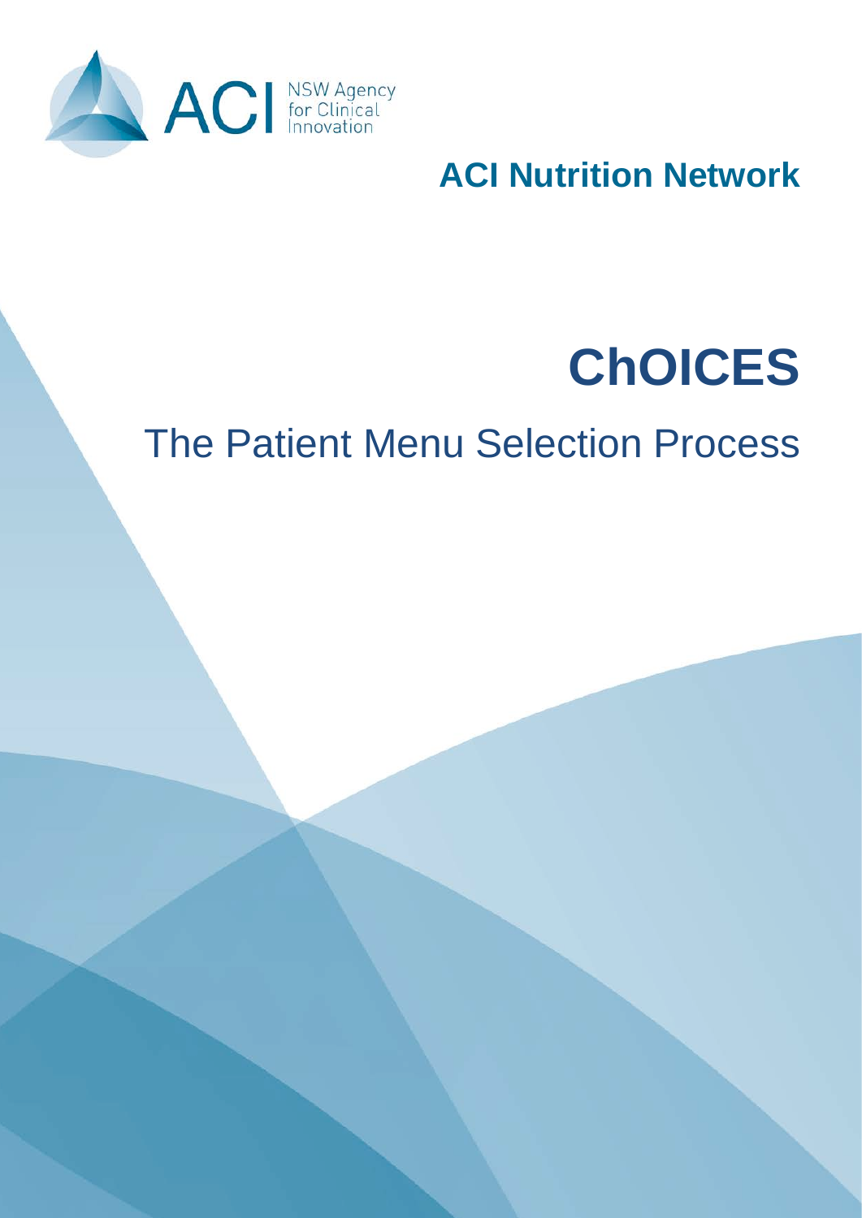ACI NSW Agency for Clinical Innovation

## ACI Nutrition Network

# ChOICES

## The Patient Menu Selection Process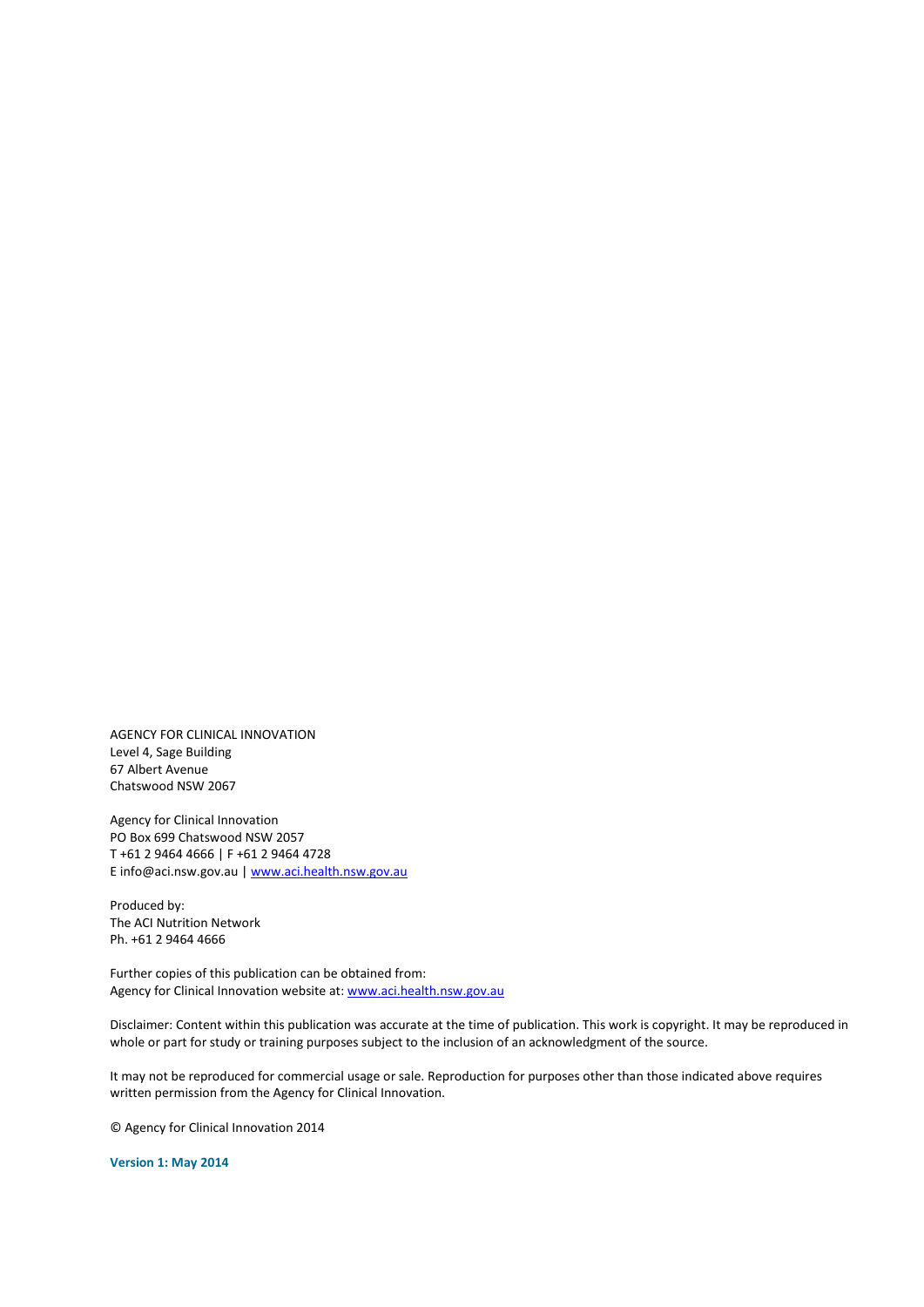AGENCY FOR CLINICAL INNOVATION
Level 4, Sage Building
67 Albert Avenue
Chatswood NSW 2067

Agency for Clinical Innovation
PO Box 699 Chatswood NSW 2057
T +61 2 9464 4666 | F +61 2 9464 4728
E info@aci.nsw.gov.au | www.aci.health.nsw.gov.au

Produced by:
The ACI Nutrition Network
Ph. +61 2 9464 4666

Further copies of this publication can be obtained from:
Agency for Clinical Innovation website at: www.aci.health.nsw.gov.au

Disclaimer: Content within this publication was accurate at the time of publication. This work is copyright. It may be reproduced in whole or part for study or training purposes subject to the inclusion of an acknowledgment of the source.

It may not be reproduced for commercial usage or sale. Reproduction for purposes other than those indicated above requires written permission from the Agency for Clinical Innovation.

© Agency for Clinical Innovation 2014

**Version 1: May 2014**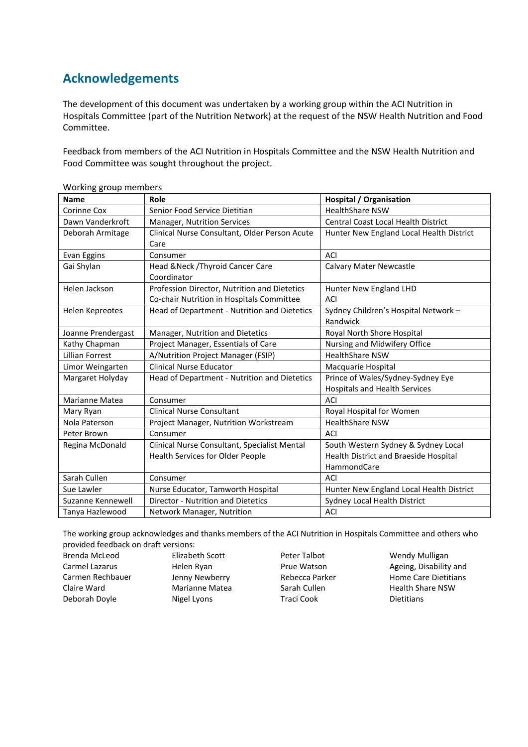# Acknowledgements

The development of this document was undertaken by a working group within the ACI Nutrition in Hospitals Committee (part of the Nutrition Network) at the request of the NSW Health Nutrition and Food Committee.

Feedback from members of the ACI Nutrition in Hospitals Committee and the NSW Health Nutrition and Food Committee was sought throughout the project.

Working group members

| Name | Role | Hospital / Organisation |
|---|---|---|
| Corinne Cox | Senior Food Service Dietitian | HealthShare NSW |
| Dawn Vanderkroft | Manager, Nutrition Services | Central Coast Local Health District |
| Deborah Armitage | Clinical Nurse Consultant, Older Person Acute Care | Hunter New England Local Health District |
| Evan Eggins | Consumer | ACI |
| Gai Shylan | Head &Neck /Thyroid Cancer Care Coordinator | Calvary Mater Newcastle |
| Helen Jackson | Profession Director, Nutrition and Dietetics<br>Co-chair Nutrition in Hospitals Committee | Hunter New England LHD<br>ACI |
| Helen Kepreotes | Head of Department - Nutrition and Dietetics | Sydney Children's Hospital Network – Randwick |
| Joanne Prendergast | Manager, Nutrition and Dietetics | Royal North Shore Hospital |
| Kathy Chapman | Project Manager, Essentials of Care | Nursing and Midwifery Office |
| Lillian Forrest | A/Nutrition Project Manager (FSIP) | HealthShare NSW |
| Limor Weingarten | Clinical Nurse Educator | Macquarie Hospital |
| Margaret Holyday | Head of Department - Nutrition and Dietetics | Prince of Wales/Sydney-Sydney Eye Hospitals and Health Services |
| Marianne Matea | Consumer | ACI |
| Mary Ryan | Clinical Nurse Consultant | Royal Hospital for Women |
| Nola Paterson | Project Manager, Nutrition Workstream | HealthShare NSW |
| Peter Brown | Consumer | ACI |
| Regina McDonald | Clinical Nurse Consultant, Specialist Mental Health Services for Older People | South Western Sydney & Sydney Local Health District and Braeside Hospital HammondCare |
| Sarah Cullen | Consumer | ACI |
| Sue Lawler | Nurse Educator, Tamworth Hospital | Hunter New England Local Health District |
| Suzanne Kennewell | Director - Nutrition and Dietetics | Sydney Local Health District |
| Tanya Hazlewood | Network Manager, Nutrition | ACI |

The working group acknowledges and thanks members of the ACI Nutrition in Hospitals Committee and others who provided feedback on draft versions:

Brenda McLeod
Carmel Lazarus
Carmen Rechbauer
Claire Ward
Deborah Doyle
Elizabeth Scott
Helen Ryan
Jenny Newberry
Marianne Matea
Nigel Lyons
Peter Talbot
Prue Watson
Rebecca Parker
Sarah Cullen
Traci Cook
Wendy Mulligan
Ageing, Disability and Home Care Dietitians
Health Share NSW Dietitians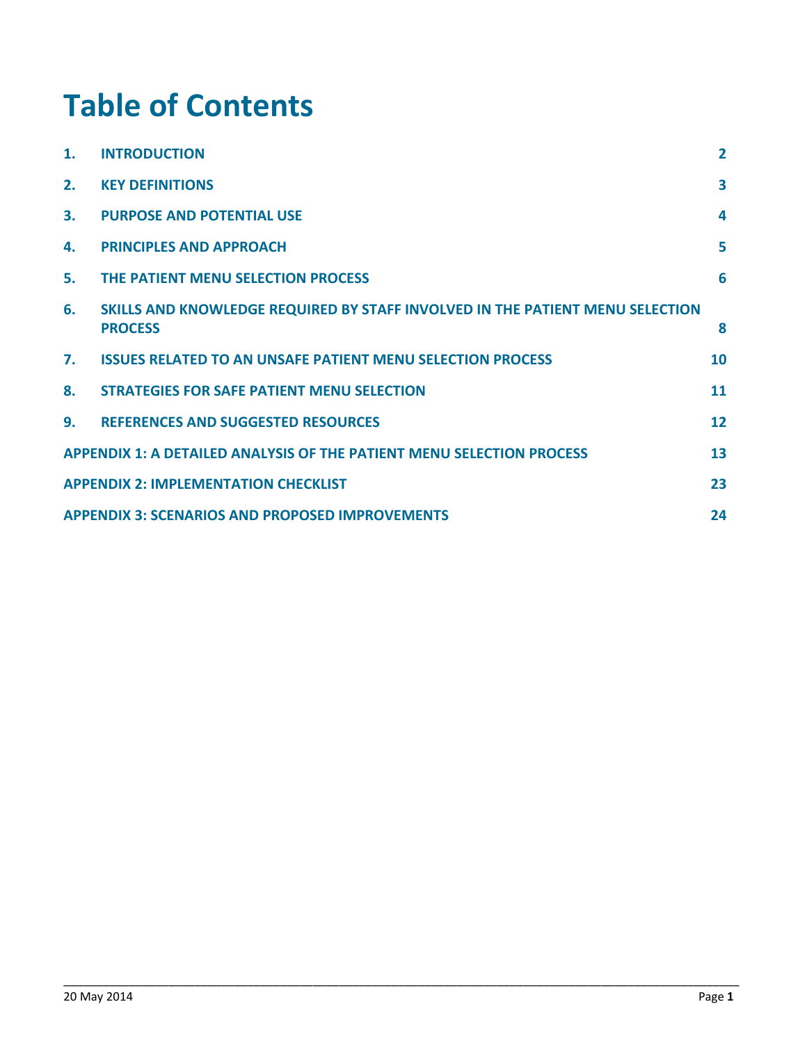# Table of Contents

| | | |
|---|---|---|
| 1. | INTRODUCTION | 2 |
| 2. | KEY DEFINITIONS | 3 |
| 3. | PURPOSE AND POTENTIAL USE | 4 |
| 4. | PRINCIPLES AND APPROACH | 5 |
| 5. | THE PATIENT MENU SELECTION PROCESS | 6 |
| 6. | SKILLS AND KNOWLEDGE REQUIRED BY STAFF INVOLVED IN THE PATIENT MENU SELECTION PROCESS | 8 |
| 7. | ISSUES RELATED TO AN UNSAFE PATIENT MENU SELECTION PROCESS | 10 |
| 8. | STRATEGIES FOR SAFE PATIENT MENU SELECTION | 11 |
| 9. | REFERENCES AND SUGGESTED RESOURCES | 12 |
| APPENDIX 1: A DETAILED ANALYSIS OF THE PATIENT MENU SELECTION PROCESS | | 13 |
| APPENDIX 2: IMPLEMENTATION CHECKLIST | | 23 |
| APPENDIX 3: SCENARIOS AND PROPOSED IMPROVEMENTS | | 24 |

20 May 2014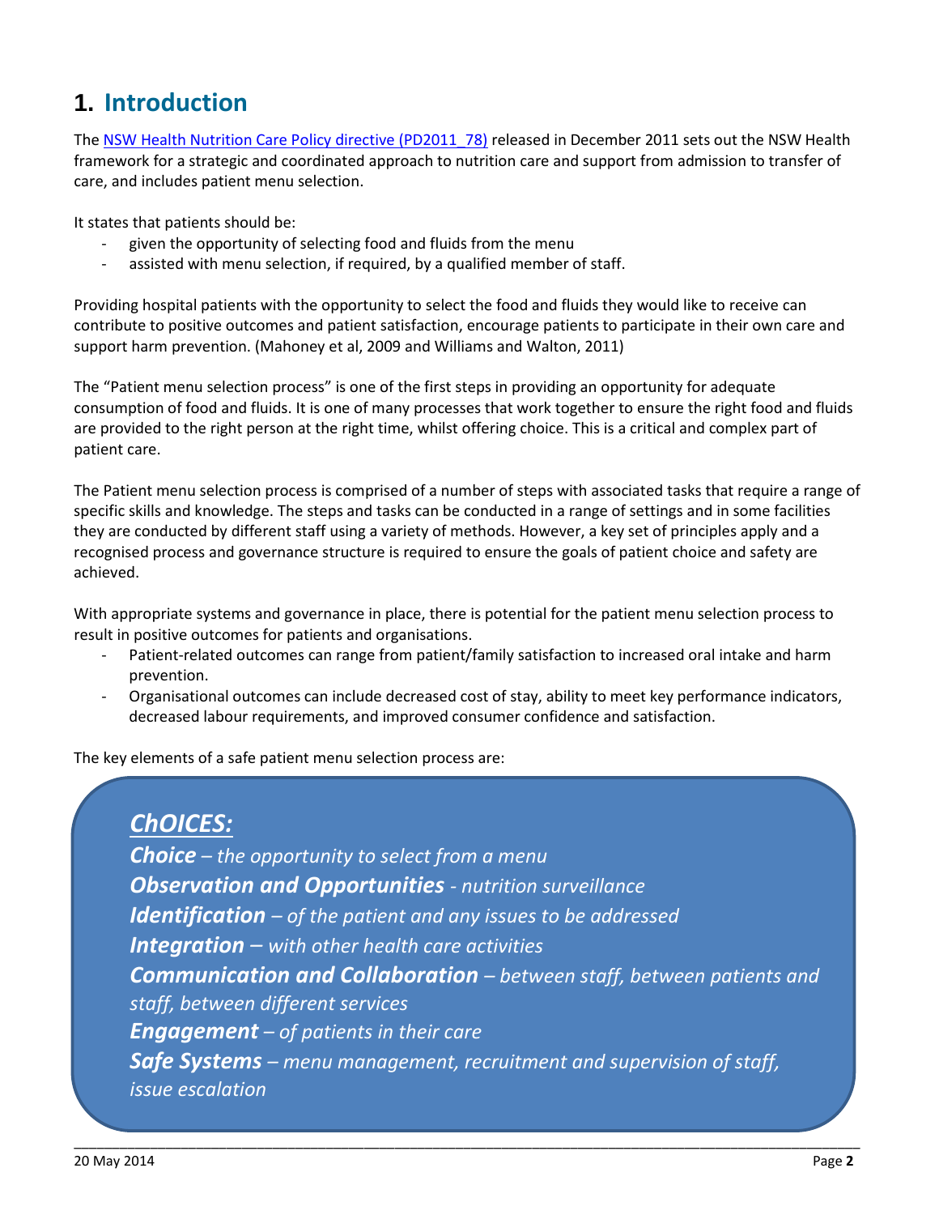# 1. Introduction

The NSW Health Nutrition Care Policy directive (PD2011_78) released in December 2011 sets out the NSW Health framework for a strategic and coordinated approach to nutrition care and support from admission to transfer of care, and includes patient menu selection.

It states that patients should be:

- given the opportunity of selecting food and fluids from the menu
- assisted with menu selection, if required, by a qualified member of staff.

Providing hospital patients with the opportunity to select the food and fluids they would like to receive can contribute to positive outcomes and patient satisfaction, encourage patients to participate in their own care and support harm prevention. (Mahoney et al, 2009 and Williams and Walton, 2011)

The "Patient menu selection process" is one of the first steps in providing an opportunity for adequate consumption of food and fluids. It is one of many processes that work together to ensure the right food and fluids are provided to the right person at the right time, whilst offering choice. This is a critical and complex part of patient care.

The Patient menu selection process is comprised of a number of steps with associated tasks that require a range of specific skills and knowledge. The steps and tasks can be conducted in a range of settings and in some facilities they are conducted by different staff using a variety of methods. However, a key set of principles apply and a recognised process and governance structure is required to ensure the goals of patient choice and safety are achieved.

With appropriate systems and governance in place, there is potential for the patient menu selection process to result in positive outcomes for patients and organisations.

- Patient-related outcomes can range from patient/family satisfaction to increased oral intake and harm prevention.
- Organisational outcomes can include decreased cost of stay, ability to meet key performance indicators, decreased labour requirements, and improved consumer confidence and satisfaction.

The key elements of a safe patient menu selection process are:

***ChOICES:***

***Choice*** *– the opportunity to select from a menu*

***Observation and Opportunities*** *- nutrition surveillance*

***Identification*** *– of the patient and any issues to be addressed*

***Integration*** *– with other health care activities*

***Communication and Collaboration*** *– between staff, between patients and staff, between different services*

***Engagement*** *– of patients in their care*

***Safe Systems*** *– menu management, recruitment and supervision of staff, issue escalation*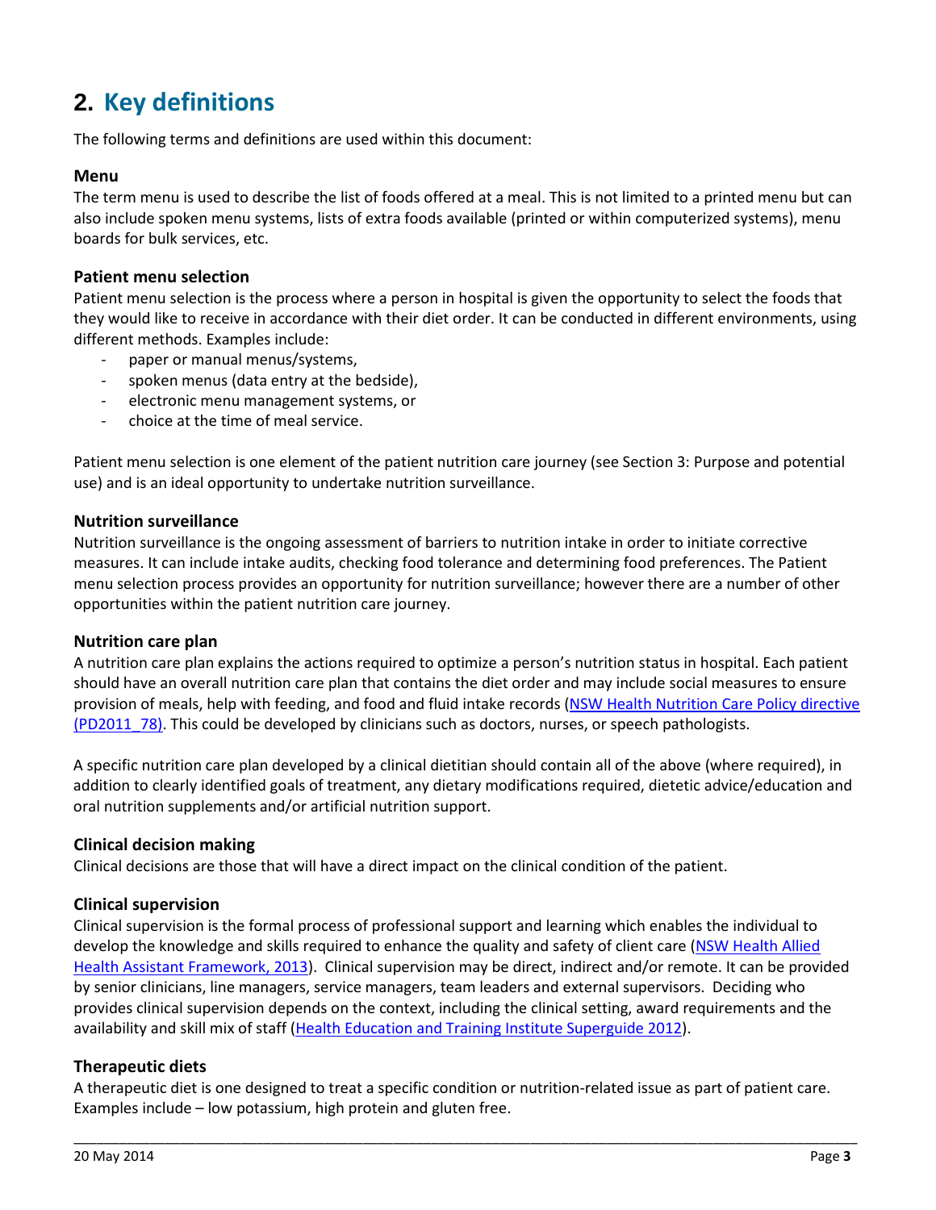## 2. Key definitions

The following terms and definitions are used within this document:

### Menu

The term menu is used to describe the list of foods offered at a meal. This is not limited to a printed menu but can also include spoken menu systems, lists of extra foods available (printed or within computerized systems), menu boards for bulk services, etc.

### Patient menu selection

Patient menu selection is the process where a person in hospital is given the opportunity to select the foods that they would like to receive in accordance with their diet order. It can be conducted in different environments, using different methods. Examples include:

- paper or manual menus/systems,
- spoken menus (data entry at the bedside),
- electronic menu management systems, or
- choice at the time of meal service.

Patient menu selection is one element of the patient nutrition care journey (see Section 3: Purpose and potential use) and is an ideal opportunity to undertake nutrition surveillance.

### Nutrition surveillance

Nutrition surveillance is the ongoing assessment of barriers to nutrition intake in order to initiate corrective measures. It can include intake audits, checking food tolerance and determining food preferences. The Patient menu selection process provides an opportunity for nutrition surveillance; however there are a number of other opportunities within the patient nutrition care journey.

### Nutrition care plan

A nutrition care plan explains the actions required to optimize a person's nutrition status in hospital. Each patient should have an overall nutrition care plan that contains the diet order and may include social measures to ensure provision of meals, help with feeding, and food and fluid intake records (NSW Health Nutrition Care Policy directive (PD2011_78)). This could be developed by clinicians such as doctors, nurses, or speech pathologists.

A specific nutrition care plan developed by a clinical dietitian should contain all of the above (where required), in addition to clearly identified goals of treatment, any dietary modifications required, dietetic advice/education and oral nutrition supplements and/or artificial nutrition support.

### Clinical decision making

Clinical decisions are those that will have a direct impact on the clinical condition of the patient.

### Clinical supervision

Clinical supervision is the formal process of professional support and learning which enables the individual to develop the knowledge and skills required to enhance the quality and safety of client care (NSW Health Allied Health Assistant Framework, 2013). Clinical supervision may be direct, indirect and/or remote. It can be provided by senior clinicians, line managers, service managers, team leaders and external supervisors. Deciding who provides clinical supervision depends on the context, including the clinical setting, award requirements and the availability and skill mix of staff (Health Education and Training Institute Superguide 2012).

### Therapeutic diets

A therapeutic diet is one designed to treat a specific condition or nutrition-related issue as part of patient care. Examples include – low potassium, high protein and gluten free.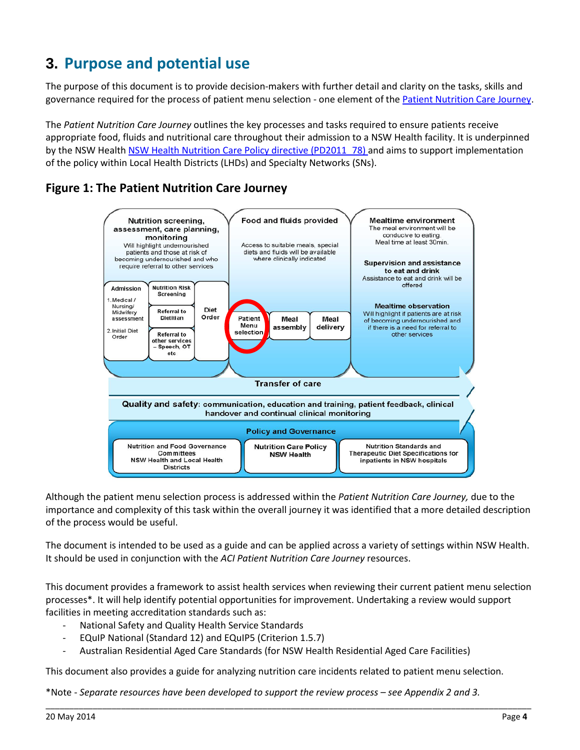# 3. Purpose and potential use

The purpose of this document is to provide decision-makers with further detail and clarity on the tasks, skills and governance required for the process of patient menu selection - one element of the Patient Nutrition Care Journey.

The *Patient Nutrition Care Journey* outlines the key processes and tasks required to ensure patients receive appropriate food, fluids and nutritional care throughout their admission to a NSW Health facility. It is underpinned by the NSW Health NSW Health Nutrition Care Policy directive (PD2011_78) and aims to support implementation of the policy within Local Health Districts (LHDs) and Specialty Networks (SNs).

## Figure 1: The Patient Nutrition Care Journey

**Nutrition screening, assessment, care planning, monitoring**
Will highlight undernourished patients and those at risk of becoming undernourished and who require referral to other services

- Admission
  1. Medical / Nursing/ Midwifery assessment
  2. Initial Diet Order
- Nutrition Risk Screening
- Referral to Dietitian
- Referral to other services – Speech, OT etc
- Diet Order

**Food and fluids provided**
Access to suitable meals, special diets and fluids will be available where clinically indicated

- Patient Menu selection
- Meal assembly
- Meal delivery

**Mealtime environment**
The meal environment will be conducive to eating. Meal time at least 30min.

**Supervision and assistance to eat and drink**
Assistance to eat and drink will be offered

**Mealtime observation**
Will highlight if patients are at risk of becoming undernourished and if there is a need for referral to other services

**Transfer of care**

**Quality and safety**: communication, education and training, patient feedback, clinical handover and continual clinical monitoring

**Policy and Governance**

- Nutrition and Food Governance Committees NSW Health and Local Health Districts
- Nutrition Care Policy NSW Health
- Nutrition Standards and Therapeutic Diet Specifications for inpatients in NSW hospitals

Although the patient menu selection process is addressed within the *Patient Nutrition Care Journey,* due to the importance and complexity of this task within the overall journey it was identified that a more detailed description of the process would be useful.

The document is intended to be used as a guide and can be applied across a variety of settings within NSW Health. It should be used in conjunction with the *ACI Patient Nutrition Care Journey* resources.

This document provides a framework to assist health services when reviewing their current patient menu selection processes*. It will help identify potential opportunities for improvement. Undertaking a review would support facilities in meeting accreditation standards such as:

- National Safety and Quality Health Service Standards
- EQuIP National (Standard 12) and EQuIP5 (Criterion 1.5.7)
- Australian Residential Aged Care Standards (for NSW Health Residential Aged Care Facilities)

This document also provides a guide for analyzing nutrition care incidents related to patient menu selection.

*Note - *Separate resources have been developed to support the review process – see Appendix 2 and 3.*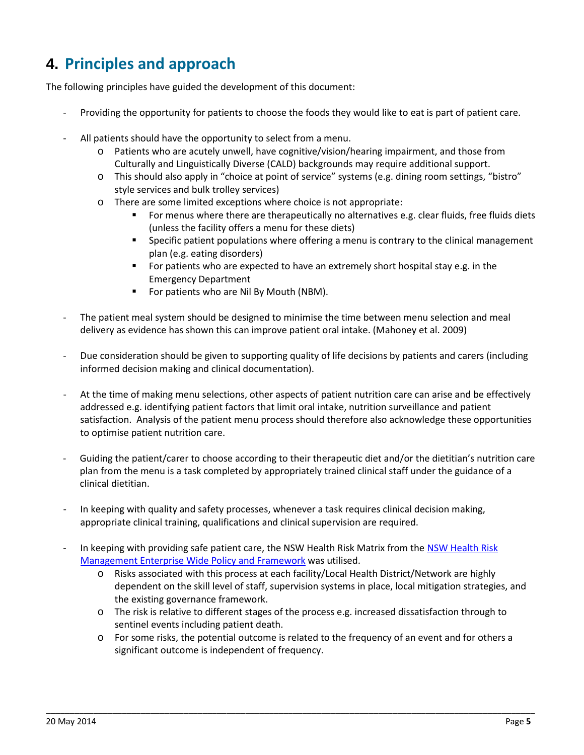# 4. Principles and approach

The following principles have guided the development of this document:

- Providing the opportunity for patients to choose the foods they would like to eat is part of patient care.
- All patients should have the opportunity to select from a menu.
  - Patients who are acutely unwell, have cognitive/vision/hearing impairment, and those from Culturally and Linguistically Diverse (CALD) backgrounds may require additional support.
  - This should also apply in "choice at point of service" systems (e.g. dining room settings, "bistro" style services and bulk trolley services)
  - There are some limited exceptions where choice is not appropriate:
    - For menus where there are therapeutically no alternatives e.g. clear fluids, free fluids diets (unless the facility offers a menu for these diets)
    - Specific patient populations where offering a menu is contrary to the clinical management plan (e.g. eating disorders)
    - For patients who are expected to have an extremely short hospital stay e.g. in the Emergency Department
    - For patients who are Nil By Mouth (NBM).
- The patient meal system should be designed to minimise the time between menu selection and meal delivery as evidence has shown this can improve patient oral intake. (Mahoney et al. 2009)
- Due consideration should be given to supporting quality of life decisions by patients and carers (including informed decision making and clinical documentation).
- At the time of making menu selections, other aspects of patient nutrition care can arise and be effectively addressed e.g. identifying patient factors that limit oral intake, nutrition surveillance and patient satisfaction. Analysis of the patient menu process should therefore also acknowledge these opportunities to optimise patient nutrition care.
- Guiding the patient/carer to choose according to their therapeutic diet and/or the dietitian's nutrition care plan from the menu is a task completed by appropriately trained clinical staff under the guidance of a clinical dietitian.
- In keeping with quality and safety processes, whenever a task requires clinical decision making, appropriate clinical training, qualifications and clinical supervision are required.
- In keeping with providing safe patient care, the NSW Health Risk Matrix from the NSW Health Risk Management Enterprise Wide Policy and Framework was utilised.
  - Risks associated with this process at each facility/Local Health District/Network are highly dependent on the skill level of staff, supervision systems in place, local mitigation strategies, and the existing governance framework.
  - The risk is relative to different stages of the process e.g. increased dissatisfaction through to sentinel events including patient death.
  - For some risks, the potential outcome is related to the frequency of an event and for others a significant outcome is independent of frequency.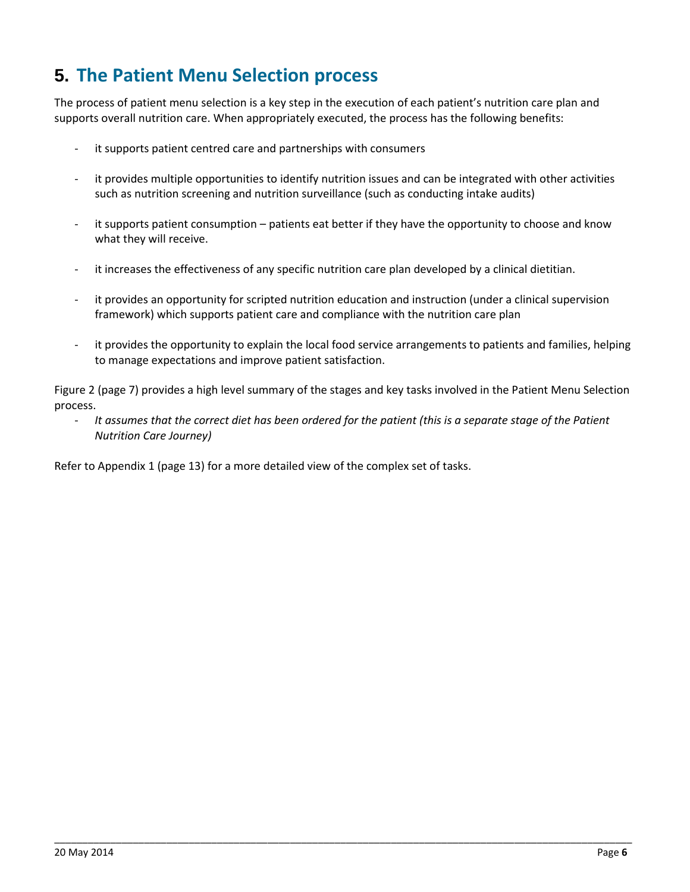# 5. The Patient Menu Selection process

The process of patient menu selection is a key step in the execution of each patient's nutrition care plan and supports overall nutrition care. When appropriately executed, the process has the following benefits:

- it supports patient centred care and partnerships with consumers
- it provides multiple opportunities to identify nutrition issues and can be integrated with other activities such as nutrition screening and nutrition surveillance (such as conducting intake audits)
- it supports patient consumption – patients eat better if they have the opportunity to choose and know what they will receive.
- it increases the effectiveness of any specific nutrition care plan developed by a clinical dietitian.
- it provides an opportunity for scripted nutrition education and instruction (under a clinical supervision framework) which supports patient care and compliance with the nutrition care plan
- it provides the opportunity to explain the local food service arrangements to patients and families, helping to manage expectations and improve patient satisfaction.

Figure 2 (page 7) provides a high level summary of the stages and key tasks involved in the Patient Menu Selection process.

- *It assumes that the correct diet has been ordered for the patient (this is a separate stage of the Patient Nutrition Care Journey)*

Refer to Appendix 1 (page 13) for a more detailed view of the complex set of tasks.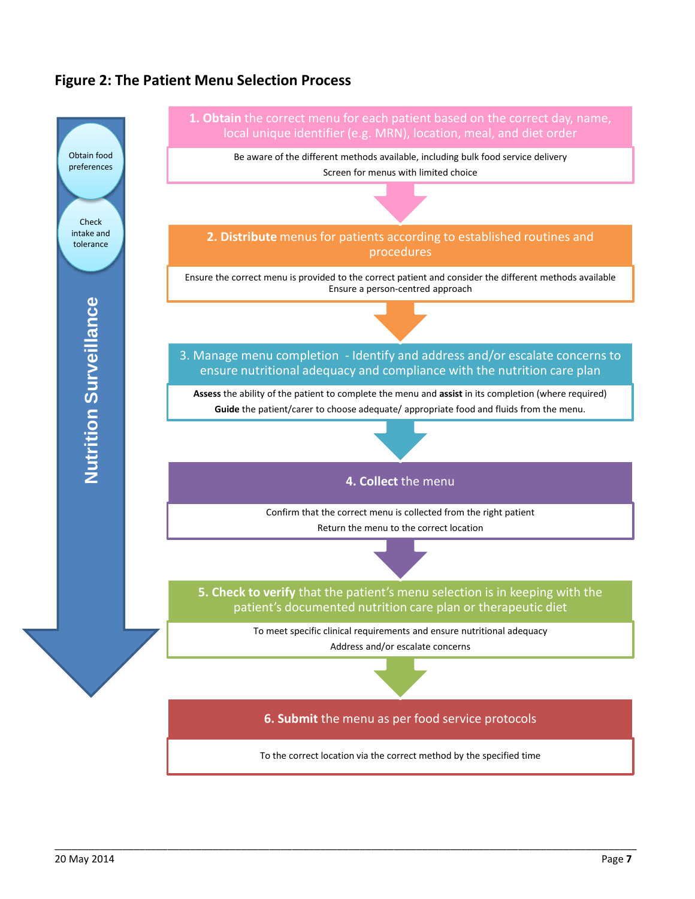## Figure 2: The Patient Menu Selection Process

**Nutrition Surveillance**

- Obtain food preferences
- Check intake and tolerance

**1. Obtain** the correct menu for each patient based on the correct day, name, local unique identifier (e.g. MRN), location, meal, and diet order

Be aware of the different methods available, including bulk food service delivery

Screen for menus with limited choice

**2. Distribute** menus for patients according to established routines and procedures

Ensure the correct menu is provided to the correct patient and consider the different methods available

Ensure a person-centred approach

3. Manage menu completion - Identify and address and/or escalate concerns to ensure nutritional adequacy and compliance with the nutrition care plan

**Assess** the ability of the patient to complete the menu and **assist** in its completion (where required)

**Guide** the patient/carer to choose adequate/ appropriate food and fluids from the menu.

**4. Collect** the menu

Confirm that the correct menu is collected from the right patient

Return the menu to the correct location

**5. Check to verify** that the patient's menu selection is in keeping with the patient's documented nutrition care plan or therapeutic diet

To meet specific clinical requirements and ensure nutritional adequacy

Address and/or escalate concerns

**6. Submit** the menu as per food service protocols

To the correct location via the correct method by the specified time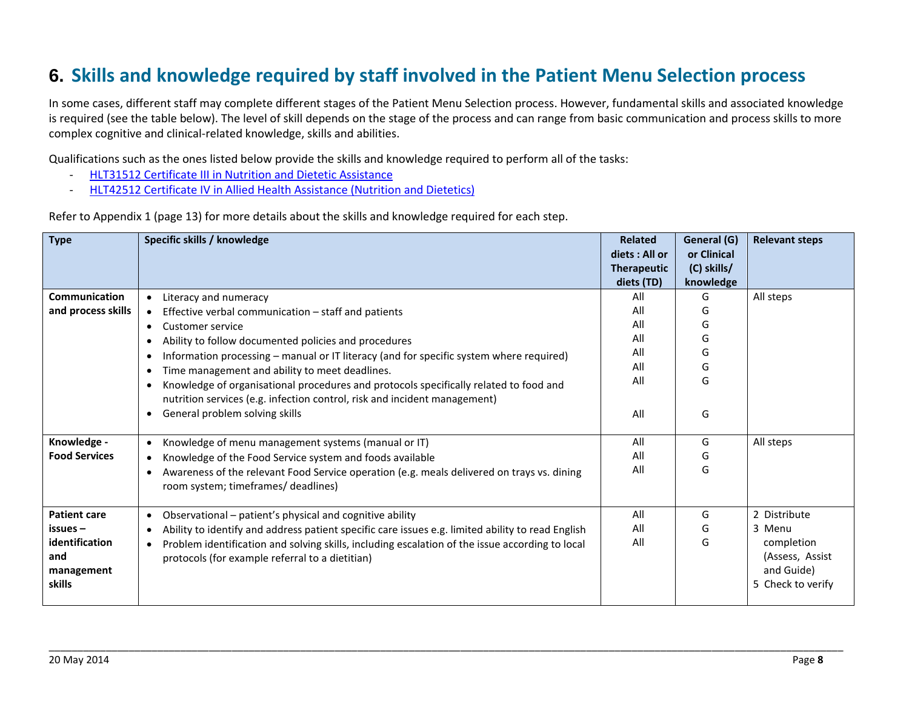# 6. Skills and knowledge required by staff involved in the Patient Menu Selection process

In some cases, different staff may complete different stages of the Patient Menu Selection process. However, fundamental skills and associated knowledge is required (see the table below). The level of skill depends on the stage of the process and can range from basic communication and process skills to more complex cognitive and clinical-related knowledge, skills and abilities.

Qualifications such as the ones listed below provide the skills and knowledge required to perform all of the tasks:

- HLT31512 Certificate III in Nutrition and Dietetic Assistance
- HLT42512 Certificate IV in Allied Health Assistance (Nutrition and Dietetics)

Refer to Appendix 1 (page 13) for more details about the skills and knowledge required for each step.

| Type | Specific skills / knowledge | Related diets : All or Therapeutic diets (TD) | General (G) or Clinical (C) skills/ knowledge | Relevant steps |
|---|---|---|---|---|
| **Communication and process skills** | • Literacy and numeracy<br>• Effective verbal communication – staff and patients<br>• Customer service<br>• Ability to follow documented policies and procedures<br>• Information processing – manual or IT literacy (and for specific system where required)<br>• Time management and ability to meet deadlines.<br>• Knowledge of organisational procedures and protocols specifically related to food and nutrition services (e.g. infection control, risk and incident management)<br>• General problem solving skills | All<br>All<br>All<br>All<br>All<br>All<br>All<br>All | G<br>G<br>G<br>G<br>G<br>G<br>G<br>G | All steps |
| **Knowledge - Food Services** | • Knowledge of menu management systems (manual or IT)<br>• Knowledge of the Food Service system and foods available<br>• Awareness of the relevant Food Service operation (e.g. meals delivered on trays vs. dining room system; timeframes/ deadlines) | All<br>All<br>All | G<br>G<br>G | All steps |
| **Patient care issues – identification and management skills** | • Observational – patient's physical and cognitive ability<br>• Ability to identify and address patient specific care issues e.g. limited ability to read English<br>• Problem identification and solving skills, including escalation of the issue according to local protocols (for example referral to a dietitian) | All<br>All<br>All | G<br>G<br>G | 2 Distribute<br>3 Menu completion (Assess, Assist and Guide)<br>5 Check to verify |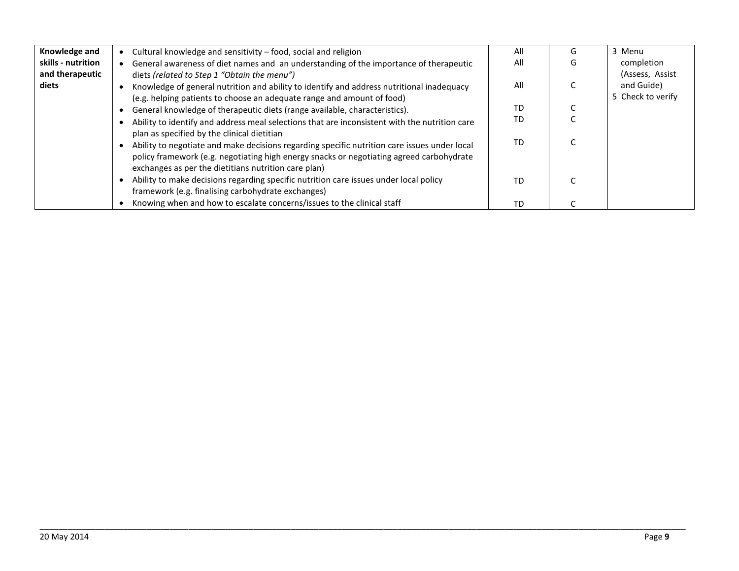| Knowledge and skills - nutrition and therapeutic diets | • Cultural knowledge and sensitivity – food, social and religion<br>• General awareness of diet names and an understanding of the importance of therapeutic diets *(related to Step 1 "Obtain the menu")*<br>• Knowledge of general nutrition and ability to identify and address nutritional inadequacy (e.g. helping patients to choose an adequate range and amount of food)<br>• General knowledge of therapeutic diets (range available, characteristics).<br>• Ability to identify and address meal selections that are inconsistent with the nutrition care plan as specified by the clinical dietitian<br>• Ability to negotiate and make decisions regarding specific nutrition care issues under local policy framework (e.g. negotiating high energy snacks or negotiating agreed carbohydrate exchanges as per the dietitians nutrition care plan)<br>• Ability to make decisions regarding specific nutrition care issues under local policy framework (e.g. finalising carbohydrate exchanges)<br>• Knowing when and how to escalate concerns/issues to the clinical staff | All<br>All<br><br>All<br><br>TD<br>TD<br><br>TD<br><br><br>TD<br><br>TD | G<br>G<br><br>C<br><br>C<br>C<br><br>C<br><br><br>C<br><br>C | 3 Menu completion (Assess, Assist and Guide)<br>5 Check to verify |
|---|---|---|---|---|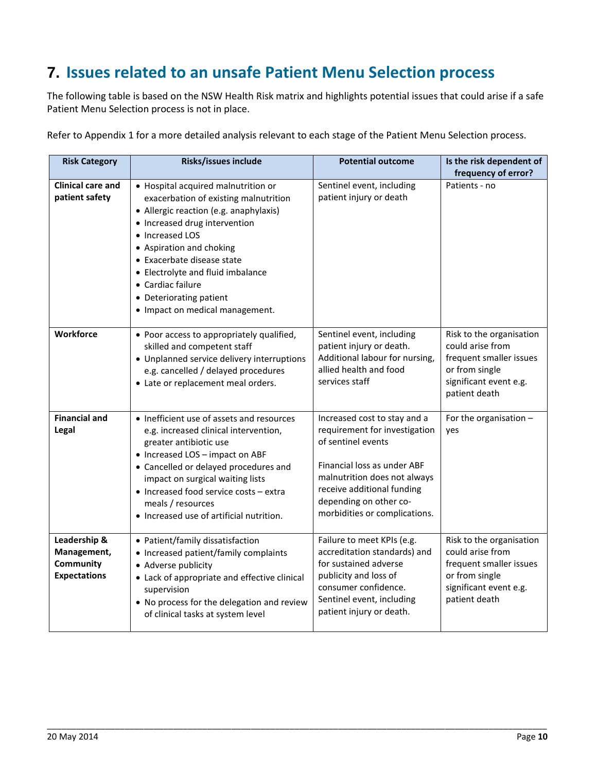# 7. Issues related to an unsafe Patient Menu Selection process

The following table is based on the NSW Health Risk matrix and highlights potential issues that could arise if a safe Patient Menu Selection process is not in place.

Refer to Appendix 1 for a more detailed analysis relevant to each stage of the Patient Menu Selection process.

| Risk Category | Risks/issues include | Potential outcome | Is the risk dependent of frequency of error? |
|---|---|---|---|
| **Clinical care and patient safety** | • Hospital acquired malnutrition or exacerbation of existing malnutrition<br>• Allergic reaction (e.g. anaphylaxis)<br>• Increased drug intervention<br>• Increased LOS<br>• Aspiration and choking<br>• Exacerbate disease state<br>• Electrolyte and fluid imbalance<br>• Cardiac failure<br>• Deteriorating patient<br>• Impact on medical management. | Sentinel event, including patient injury or death | Patients - no |
| **Workforce** | • Poor access to appropriately qualified, skilled and competent staff<br>• Unplanned service delivery interruptions e.g. cancelled / delayed procedures<br>• Late or replacement meal orders. | Sentinel event, including patient injury or death. Additional labour for nursing, allied health and food services staff | Risk to the organisation could arise from frequent smaller issues or from single significant event e.g. patient death |
| **Financial and Legal** | • Inefficient use of assets and resources e.g. increased clinical intervention, greater antibiotic use<br>• Increased LOS – impact on ABF<br>• Cancelled or delayed procedures and impact on surgical waiting lists<br>• Increased food service costs – extra meals / resources<br>• Increased use of artificial nutrition. | Increased cost to stay and a requirement for investigation of sentinel events<br><br>Financial loss as under ABF malnutrition does not always receive additional funding depending on other co-morbidities or complications. | For the organisation – yes |
| **Leadership & Management, Community Expectations** | • Patient/family dissatisfaction<br>• Increased patient/family complaints<br>• Adverse publicity<br>• Lack of appropriate and effective clinical supervision<br>• No process for the delegation and review of clinical tasks at system level | Failure to meet KPIs (e.g. accreditation standards) and for sustained adverse publicity and loss of consumer confidence. Sentinel event, including patient injury or death. | Risk to the organisation could arise from frequent smaller issues or from single significant event e.g. patient death |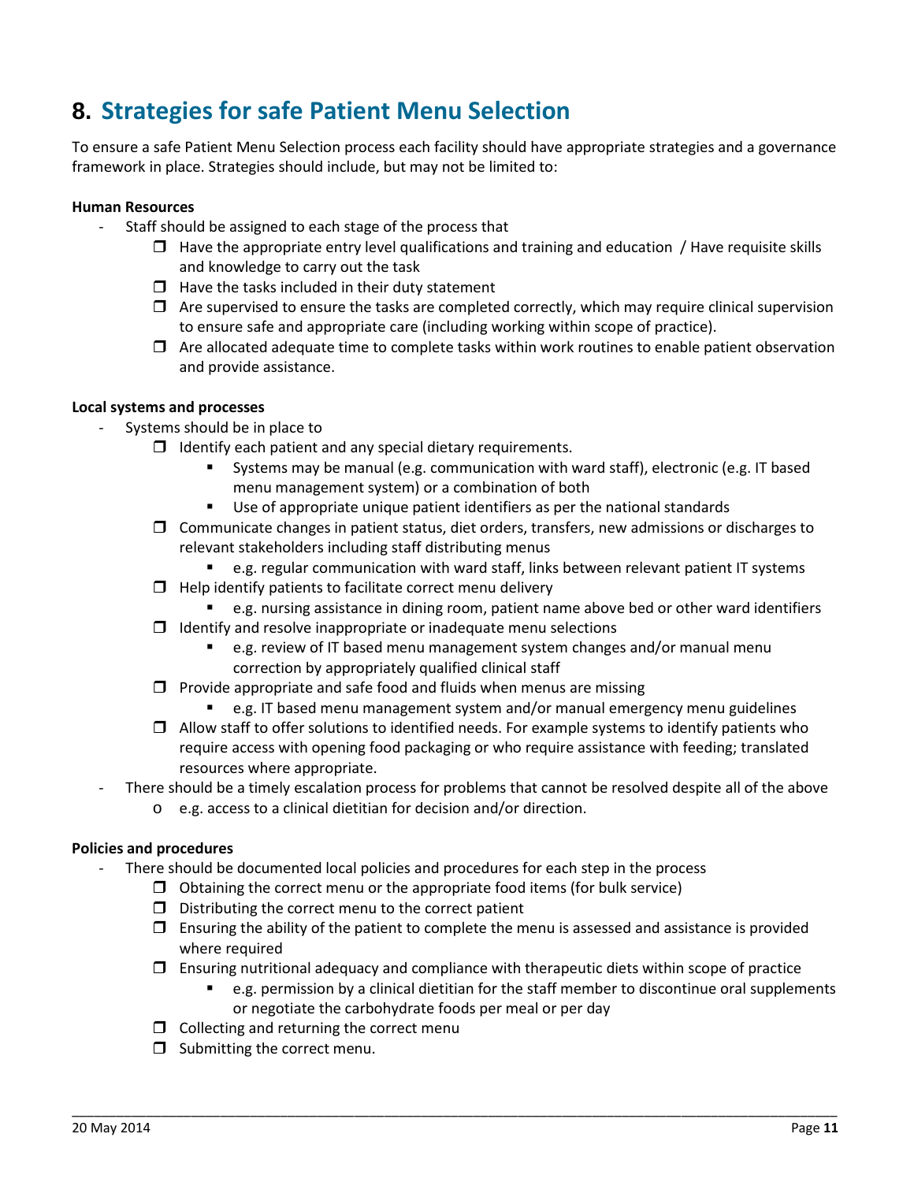# 8. Strategies for safe Patient Menu Selection

To ensure a safe Patient Menu Selection process each facility should have appropriate strategies and a governance framework in place. Strategies should include, but may not be limited to:

**Human Resources**

- Staff should be assigned to each stage of the process that
  - ❒ Have the appropriate entry level qualifications and training and education / Have requisite skills and knowledge to carry out the task
  - ❒ Have the tasks included in their duty statement
  - ❒ Are supervised to ensure the tasks are completed correctly, which may require clinical supervision to ensure safe and appropriate care (including working within scope of practice).
  - ❒ Are allocated adequate time to complete tasks within work routines to enable patient observation and provide assistance.

**Local systems and processes**

- Systems should be in place to
  - ❒ Identify each patient and any special dietary requirements.
    - Systems may be manual (e.g. communication with ward staff), electronic (e.g. IT based menu management system) or a combination of both
    - Use of appropriate unique patient identifiers as per the national standards
  - ❒ Communicate changes in patient status, diet orders, transfers, new admissions or discharges to relevant stakeholders including staff distributing menus
    - e.g. regular communication with ward staff, links between relevant patient IT systems
  - ❒ Help identify patients to facilitate correct menu delivery
    - e.g. nursing assistance in dining room, patient name above bed or other ward identifiers
  - ❒ Identify and resolve inappropriate or inadequate menu selections
    - e.g. review of IT based menu management system changes and/or manual menu correction by appropriately qualified clinical staff
  - ❒ Provide appropriate and safe food and fluids when menus are missing
    - e.g. IT based menu management system and/or manual emergency menu guidelines
  - ❒ Allow staff to offer solutions to identified needs. For example systems to identify patients who require access with opening food packaging or who require assistance with feeding; translated resources where appropriate.
- There should be a timely escalation process for problems that cannot be resolved despite all of the above
  - o e.g. access to a clinical dietitian for decision and/or direction.

**Policies and procedures**

- There should be documented local policies and procedures for each step in the process
  - ❒ Obtaining the correct menu or the appropriate food items (for bulk service)
  - ❒ Distributing the correct menu to the correct patient
  - ❒ Ensuring the ability of the patient to complete the menu is assessed and assistance is provided where required
  - ❒ Ensuring nutritional adequacy and compliance with therapeutic diets within scope of practice
    - e.g. permission by a clinical dietitian for the staff member to discontinue oral supplements or negotiate the carbohydrate foods per meal or per day
  - ❒ Collecting and returning the correct menu
  - ❒ Submitting the correct menu.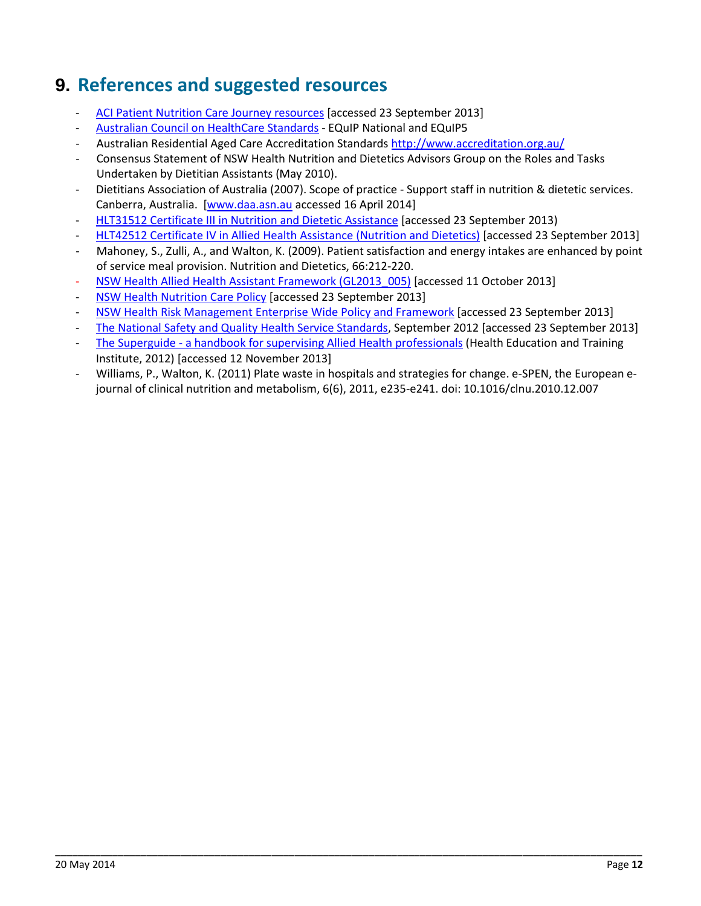# 9. References and suggested resources

- ACI Patient Nutrition Care Journey resources [accessed 23 September 2013]
- Australian Council on HealthCare Standards - EQuIP National and EQuIP5
- Australian Residential Aged Care Accreditation Standards http://www.accreditation.org.au/
- Consensus Statement of NSW Health Nutrition and Dietetics Advisors Group on the Roles and Tasks Undertaken by Dietitian Assistants (May 2010).
- Dietitians Association of Australia (2007). Scope of practice - Support staff in nutrition & dietetic services. Canberra, Australia. [www.daa.asn.au accessed 16 April 2014]
- HLT31512 Certificate III in Nutrition and Dietetic Assistance [accessed 23 September 2013)
- HLT42512 Certificate IV in Allied Health Assistance (Nutrition and Dietetics) [accessed 23 September 2013]
- Mahoney, S., Zulli, A., and Walton, K. (2009). Patient satisfaction and energy intakes are enhanced by point of service meal provision. Nutrition and Dietetics, 66:212-220.
- NSW Health Allied Health Assistant Framework (GL2013_005) [accessed 11 October 2013]
- NSW Health Nutrition Care Policy [accessed 23 September 2013]
- NSW Health Risk Management Enterprise Wide Policy and Framework [accessed 23 September 2013]
- The National Safety and Quality Health Service Standards, September 2012 [accessed 23 September 2013]
- The Superguide - a handbook for supervising Allied Health professionals (Health Education and Training Institute, 2012) [accessed 12 November 2013]
- Williams, P., Walton, K. (2011) Plate waste in hospitals and strategies for change. e-SPEN, the European e-journal of clinical nutrition and metabolism, 6(6), 2011, e235-e241. doi: 10.1016/clnu.2010.12.007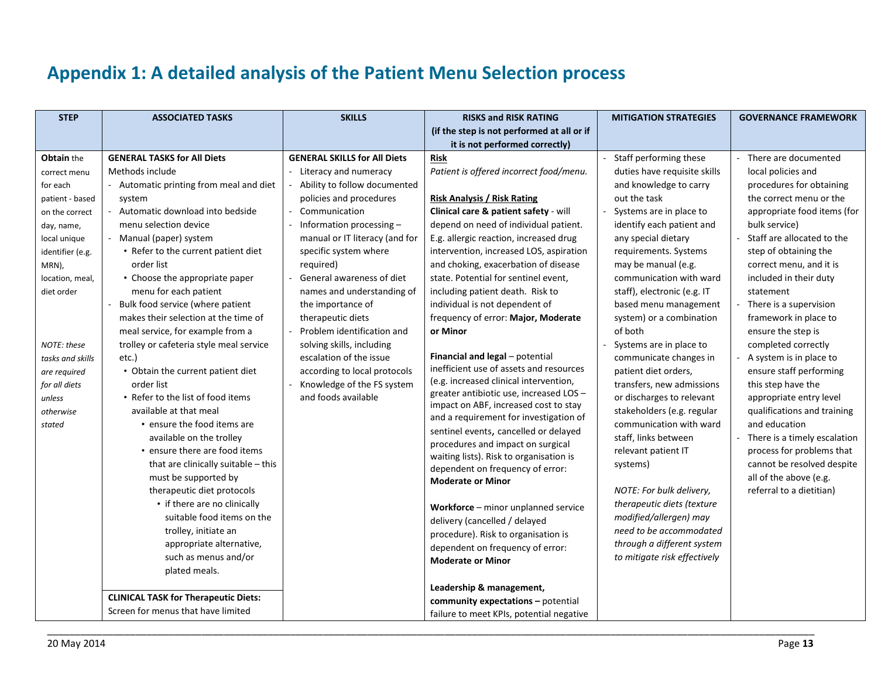# Appendix 1: A detailed analysis of the Patient Menu Selection process

| STEP | ASSOCIATED TASKS | SKILLS | RISKS and RISK RATING (if the step is not performed at all or if it is not performed correctly) | MITIGATION STRATEGIES | GOVERNANCE FRAMEWORK |
|---|---|---|---|---|---|
| **Obtain** the correct menu for each patient - based on the correct day, name, local unique identifier (e.g. MRN), location, meal, diet order<br><br>*NOTE: these tasks and skills are required for all diets unless otherwise stated* | **GENERAL TASKS for All Diets**<br>Methods include<br>- Automatic printing from meal and diet system<br>- Automatic download into bedside menu selection device<br>- Manual (paper) system<br>• Refer to the current patient diet order list<br>• Choose the appropriate paper menu for each patient<br>- Bulk food service (where patient makes their selection at the time of meal service, for example from a trolley or cafeteria style meal service etc.)<br>• Obtain the current patient diet order list<br>• Refer to the list of food items available at that meal<br>• ensure the food items are available on the trolley<br>• ensure there are food items that are clinically suitable – this must be supported by therapeutic diet protocols<br>• if there are no clinically suitable food items on the trolley, initiate an appropriate alternative, such as menus and/or plated meals.<br><br>**CLINICAL TASK for Therapeutic Diets:**<br>Screen for menus that have limited | **GENERAL SKILLS for All Diets**<br>- Literacy and numeracy<br>- Ability to follow documented policies and procedures<br>- Communication<br>- Information processing – manual or IT literacy (and for specific system where required)<br>- General awareness of diet names and understanding of the importance of therapeutic diets<br>- Problem identification and solving skills, including escalation of the issue according to local protocols<br>- Knowledge of the FS system and foods available | **Risk**<br>*Patient is offered incorrect food/menu.*<br><br>**Risk Analysis / Risk Rating**<br>**Clinical care & patient safety** - will depend on need of individual patient. E.g. allergic reaction, increased drug intervention, increased LOS, aspiration and choking, exacerbation of disease state. Potential for sentinel event, including patient death. Risk to individual is not dependent of frequency of error: **Major, Moderate or Minor**<br><br>**Financial and legal** – potential inefficient use of assets and resources (e.g. increased clinical intervention, greater antibiotic use, increased LOS – impact on ABF, increased cost to stay and a requirement for investigation of sentinel events, cancelled or delayed procedures and impact on surgical waiting lists). Risk to organisation is dependent on frequency of error: **Moderate or Minor**<br><br>**Workforce** – minor unplanned service delivery (cancelled / delayed procedure). Risk to organisation is dependent on frequency of error: **Moderate or Minor**<br><br>**Leadership & management, community expectations –** potential failure to meet KPIs, potential negative | - Staff performing these duties have requisite skills and knowledge to carry out the task<br>- Systems are in place to identify each patient and any special dietary requirements. Systems may be manual (e.g. communication with ward staff), electronic (e.g. IT based menu management system) or a combination of both<br>- Systems are in place to communicate changes in patient diet orders, transfers, new admissions or discharges to relevant stakeholders (e.g. regular communication with ward staff, links between relevant patient IT systems)<br><br>*NOTE: For bulk delivery, therapeutic diets (texture modified/allergen) may need to be accommodated through a different system to mitigate risk effectively* | - There are documented local policies and procedures for obtaining the correct menu or the appropriate food items (for bulk service)<br>- Staff are allocated to the step of obtaining the correct menu, and it is included in their duty statement<br>- There is a supervision framework in place to ensure the step is completed correctly<br>- A system is in place to ensure staff performing this step have the appropriate entry level qualifications and training and education<br>- There is a timely escalation process for problems that cannot be resolved despite all of the above (e.g. referral to a dietitian) |

20 May 2014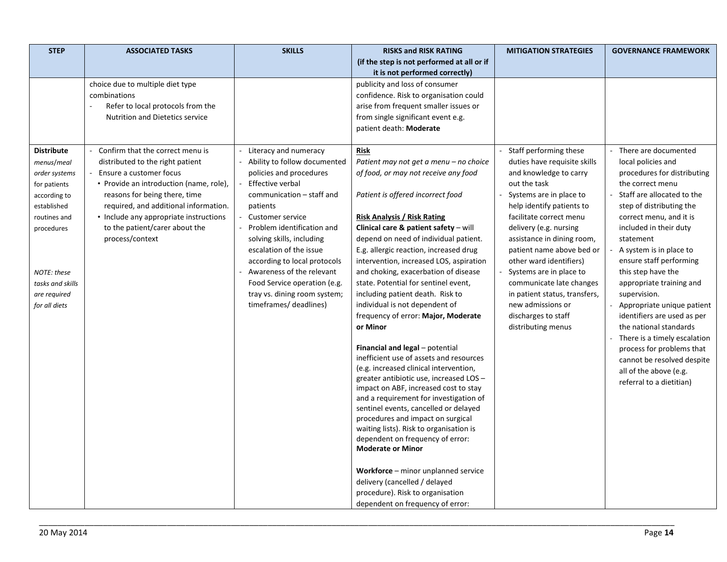| STEP | ASSOCIATED TASKS | SKILLS | RISKS and RISK RATING (if the step is not performed at all or if it is not performed correctly) | MITIGATION STRATEGIES | GOVERNANCE FRAMEWORK |
|---|---|---|---|---|---|
| | choice due to multiple diet type combinations<br>- Refer to local protocols from the Nutrition and Dietetics service | | publicity and loss of consumer confidence. Risk to organisation could arise from frequent smaller issues or from single significant event e.g. patient death: **Moderate** | | |
| **Distribute** *menus/meal order systems* for patients according to established routines and procedures<br><br>*NOTE: these tasks and skills are required for all diets* | - Confirm that the correct menu is distributed to the right patient<br>- Ensure a customer focus<br>• Provide an introduction (name, role), reasons for being there, time required, and additional information.<br>• Include any appropriate instructions to the patient/carer about the process/context | - Literacy and numeracy<br>- Ability to follow documented policies and procedures<br>- Effective verbal communication – staff and patients<br>- Customer service<br>- Problem identification and solving skills, including escalation of the issue according to local protocols<br>- Awareness of the relevant Food Service operation (e.g. tray vs. dining room system; timeframes/ deadlines) | **Risk**<br>*Patient may not get a menu – no choice of food, or may not receive any food*<br><br>*Patient is offered incorrect food*<br><br>**Risk Analysis / Risk Rating**<br>**Clinical care & patient safety** – will depend on need of individual patient. E.g. allergic reaction, increased drug intervention, increased LOS, aspiration and choking, exacerbation of disease state. Potential for sentinel event, including patient death. Risk to individual is not dependent of frequency of error: **Major, Moderate or Minor**<br><br>**Financial and legal** – potential inefficient use of assets and resources (e.g. increased clinical intervention, greater antibiotic use, increased LOS – impact on ABF, increased cost to stay and a requirement for investigation of sentinel events, cancelled or delayed procedures and impact on surgical waiting lists). Risk to organisation is dependent on frequency of error: **Moderate or Minor**<br><br>**Workforce** – minor unplanned service delivery (cancelled / delayed procedure). Risk to organisation dependent on frequency of error: | - Staff performing these duties have requisite skills and knowledge to carry out the task<br>- Systems are in place to help identify patients to facilitate correct menu delivery (e.g. nursing assistance in dining room, patient name above bed or other ward identifiers)<br>- Systems are in place to communicate late changes in patient status, transfers, new admissions or discharges to staff distributing menus | - There are documented local policies and procedures for distributing the correct menu<br>- Staff are allocated to the step of distributing the correct menu, and it is included in their duty statement<br>- A system is in place to ensure staff performing this step have the appropriate training and supervision.<br>- Appropriate unique patient identifiers are used as per the national standards<br>- There is a timely escalation process for problems that cannot be resolved despite all of the above (e.g. referral to a dietitian) |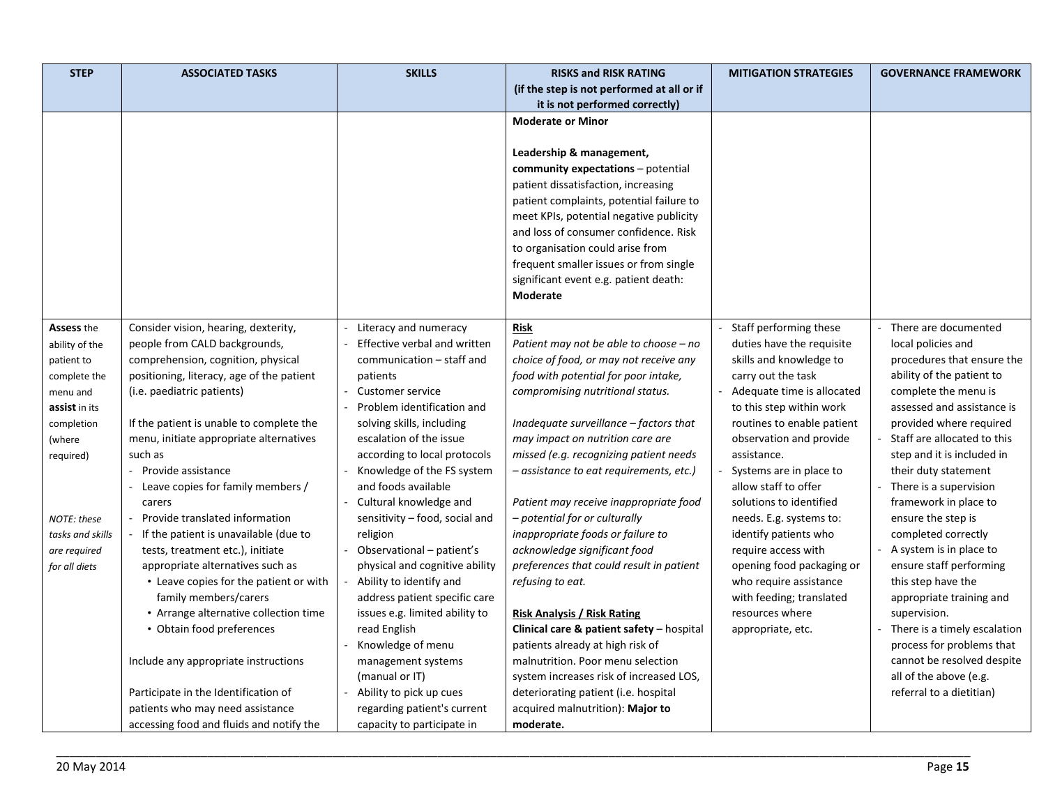| STEP | ASSOCIATED TASKS | SKILLS | RISKS and RISK RATING (if the step is not performed at all or if it is not performed correctly) | MITIGATION STRATEGIES | GOVERNANCE FRAMEWORK |
|---|---|---|---|---|---|
| | | | **Moderate or Minor**<br><br>**Leadership & management, community expectations** – potential patient dissatisfaction, increasing patient complaints, potential failure to meet KPIs, potential negative publicity and loss of consumer confidence. Risk to organisation could arise from frequent smaller issues or from single significant event e.g. patient death: **Moderate** | | |
| **Assess** the ability of the patient to complete the menu and **assist** in its completion (where required)<br><br>*NOTE: these tasks and skills are required for all diets* | Consider vision, hearing, dexterity, people from CALD backgrounds, comprehension, cognition, physical positioning, literacy, age of the patient (i.e. paediatric patients)<br><br>If the patient is unable to complete the menu, initiate appropriate alternatives such as<br>- Provide assistance<br>- Leave copies for family members / carers<br>- Provide translated information<br>- If the patient is unavailable (due to tests, treatment etc.), initiate appropriate alternatives such as<br>• Leave copies for the patient or with family members/carers<br>• Arrange alternative collection time<br>• Obtain food preferences<br><br>Include any appropriate instructions<br><br>Participate in the Identification of patients who may need assistance accessing food and fluids and notify the | - Literacy and numeracy<br>- Effective verbal and written communication – staff and patients<br>- Customer service<br>- Problem identification and solving skills, including escalation of the issue according to local protocols<br>- Knowledge of the FS system and foods available<br>- Cultural knowledge and sensitivity – food, social and religion<br>- Observational – patient's physical and cognitive ability<br>- Ability to identify and address patient specific care issues e.g. limited ability to read English<br>- Knowledge of menu management systems (manual or IT)<br>- Ability to pick up cues regarding patient's current capacity to participate in | **Risk**<br>*Patient may not be able to choose – no choice of food, or may not receive any food with potential for poor intake, compromising nutritional status.*<br><br>*Inadequate surveillance – factors that may impact on nutrition care are missed (e.g. recognizing patient needs – assistance to eat requirements, etc.)*<br><br>*Patient may receive inappropriate food – potential for or culturally inappropriate foods or failure to acknowledge significant food preferences that could result in patient refusing to eat.*<br><br>**Risk Analysis / Risk Rating**<br>**Clinical care & patient safety** – hospital patients already at high risk of malnutrition. Poor menu selection system increases risk of increased LOS, deteriorating patient (i.e. hospital acquired malnutrition): **Major to moderate.** | - Staff performing these duties have the requisite skills and knowledge to carry out the task<br>- Adequate time is allocated to this step within work routines to enable patient observation and provide assistance.<br>- Systems are in place to allow staff to offer solutions to identified needs. E.g. systems to: identify patients who require access with opening food packaging or who require assistance with feeding; translated resources where appropriate, etc. | - There are documented local policies and procedures that ensure the ability of the patient to complete the menu is assessed and assistance is provided where required<br>- Staff are allocated to this step and it is included in their duty statement<br>- There is a supervision framework in place to ensure the step is completed correctly<br>- A system is in place to ensure staff performing this step have the appropriate training and supervision.<br>- There is a timely escalation process for problems that cannot be resolved despite all of the above (e.g. referral to a dietitian) |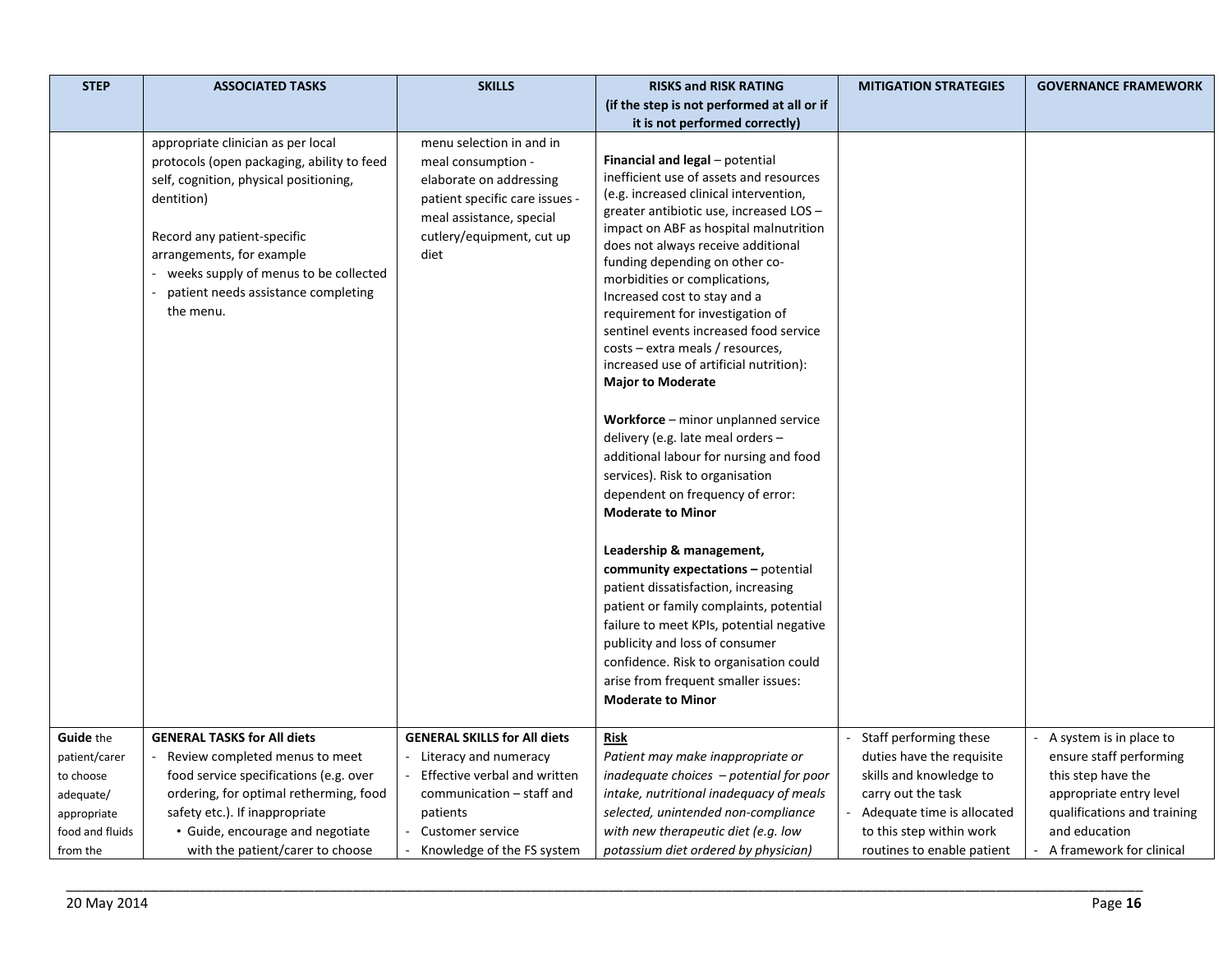| STEP | ASSOCIATED TASKS | SKILLS | RISKS and RISK RATING (if the step is not performed at all or if it is not performed correctly) | MITIGATION STRATEGIES | GOVERNANCE FRAMEWORK |
|---|---|---|---|---|---|
| | appropriate clinician as per local protocols (open packaging, ability to feed self, cognition, physical positioning, dentition)<br><br>Record any patient-specific arrangements, for example<br>- weeks supply of menus to be collected<br>- patient needs assistance completing the menu. | menu selection in and in meal consumption - elaborate on addressing patient specific care issues - meal assistance, special cutlery/equipment, cut up diet | **Financial and legal** – potential inefficient use of assets and resources (e.g. increased clinical intervention, greater antibiotic use, increased LOS – impact on ABF as hospital malnutrition does not always receive additional funding depending on other co-morbidities or complications, Increased cost to stay and a requirement for investigation of sentinel events increased food service costs – extra meals / resources, increased use of artificial nutrition): **Major to Moderate**<br><br>**Workforce** – minor unplanned service delivery (e.g. late meal orders – additional labour for nursing and food services). Risk to organisation dependent on frequency of error: **Moderate to Minor**<br><br>**Leadership & management, community expectations –** potential patient dissatisfaction, increasing patient or family complaints, potential failure to meet KPIs, potential negative publicity and loss of consumer confidence. Risk to organisation could arise from frequent smaller issues: **Moderate to Minor** | | |
| **Guide** the patient/carer to choose adequate/ appropriate food and fluids from the | **GENERAL TASKS for All diets**<br>- Review completed menus to meet food service specifications (e.g. over ordering, for optimal retherming, food safety etc.). If inappropriate<br>• Guide, encourage and negotiate with the patient/carer to choose | **GENERAL SKILLS for All diets**<br>- Literacy and numeracy<br>- Effective verbal and written communication – staff and patients<br>- Customer service<br>- Knowledge of the FS system | <u>**Risk**</u><br>*Patient may make inappropriate or inadequate choices – potential for poor intake, nutritional inadequacy of meals selected, unintended non-compliance with new therapeutic diet (e.g. low potassium diet ordered by physician)* | - Staff performing these duties have the requisite skills and knowledge to carry out the task<br>- Adequate time is allocated to this step within work routines to enable patient | - A system is in place to ensure staff performing this step have the appropriate entry level qualifications and training and education<br>- A framework for clinical |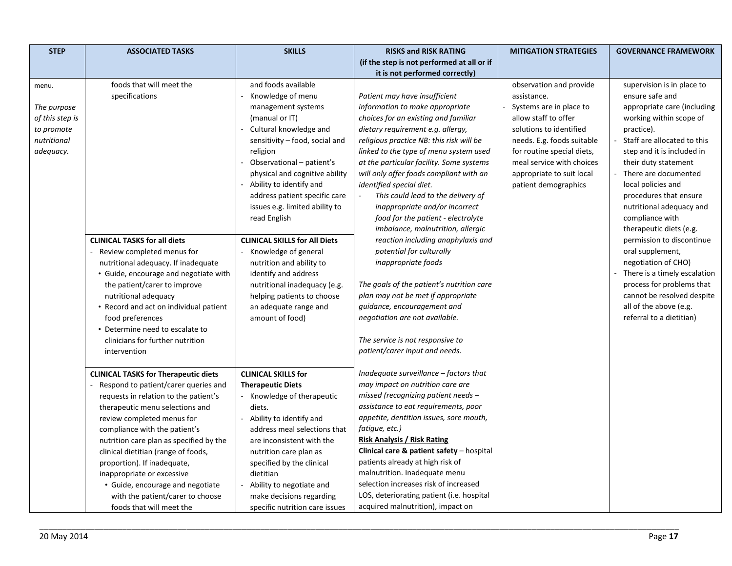| STEP | ASSOCIATED TASKS | SKILLS | RISKS and RISK RATING (if the step is not performed at all or if it is not performed correctly) | MITIGATION STRATEGIES | GOVERNANCE FRAMEWORK |
|---|---|---|---|---|---|
| menu.<br><br>*The purpose of this step is to promote nutritional adequacy.* | foods that will meet the specifications<br><br>**CLINICAL TASKS for all diets**<br>- Review completed menus for nutritional adequacy. If inadequate<br>• Guide, encourage and negotiate with the patient/carer to improve nutritional adequacy<br>• Record and act on individual patient food preferences<br>• Determine need to escalate to clinicians for further nutrition intervention<br><br>**CLINICAL TASKS for Therapeutic diets**<br>- Respond to patient/carer queries and requests in relation to the patient's therapeutic menu selections and review completed menus for compliance with the patient's nutrition care plan as specified by the clinical dietitian (range of foods, proportion). If inadequate, inappropriate or excessive<br>• Guide, encourage and negotiate with the patient/carer to choose foods that will meet the | and foods available<br>- Knowledge of menu management systems (manual or IT)<br>- Cultural knowledge and sensitivity – food, social and religion<br>- Observational – patient's physical and cognitive ability<br>- Ability to identify and address patient specific care issues e.g. limited ability to read English<br><br>**CLINICAL SKILLS for All Diets**<br>- Knowledge of general nutrition and ability to identify and address nutritional inadequacy (e.g. helping patients to choose an adequate range and amount of food)<br><br>**CLINICAL SKILLS for Therapeutic Diets**<br>- Knowledge of therapeutic diets.<br>- Ability to identify and address meal selections that are inconsistent with the nutrition care plan as specified by the clinical dietitian<br>- Ability to negotiate and make decisions regarding specific nutrition care issues | *Patient may have insufficient information to make appropriate choices for an existing and familiar dietary requirement e.g. allergy, religious practice NB: this risk will be linked to the type of menu system used at the particular facility. Some systems will only offer foods compliant with an identified special diet.*<br>- *This could lead to the delivery of inappropriate and/or incorrect food for the patient - electrolyte imbalance, malnutrition, allergic reaction including anaphylaxis and potential for culturally inappropriate foods*<br><br>*The goals of the patient's nutrition care plan may not be met if appropriate guidance, encouragement and negotiation are not available.*<br><br>*The service is not responsive to patient/carer input and needs.*<br><br>*Inadequate surveillance – factors that may impact on nutrition care are missed (recognizing patient needs – assistance to eat requirements, poor appetite, dentition issues, sore mouth, fatigue, etc.)*<br>**Risk Analysis / Risk Rating**<br>**Clinical care & patient safety** – hospital patients already at high risk of malnutrition. Inadequate menu selection increases risk of increased LOS, deteriorating patient (i.e. hospital acquired malnutrition), impact on | observation and provide assistance.<br>- Systems are in place to allow staff to offer solutions to identified needs. E.g. foods suitable for routine special diets, meal service with choices appropriate to suit local patient demographics | supervision is in place to ensure safe and appropriate care (including working within scope of practice).<br>- Staff are allocated to this step and it is included in their duty statement<br>- There are documented local policies and procedures that ensure nutritional adequacy and compliance with therapeutic diets (e.g. permission to discontinue oral supplement, negotiation of CHO)<br>- There is a timely escalation process for problems that cannot be resolved despite all of the above (e.g. referral to a dietitian) |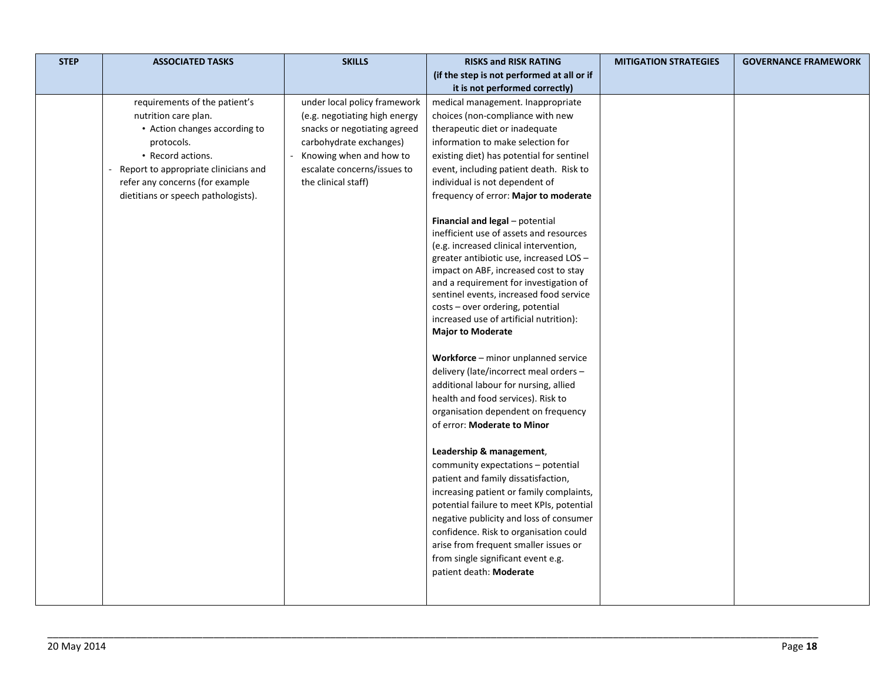| STEP | ASSOCIATED TASKS | SKILLS | RISKS and RISK RATING (if the step is not performed at all or if it is not performed correctly) | MITIGATION STRATEGIES | GOVERNANCE FRAMEWORK |
|---|---|---|---|---|---|
| | requirements of the patient's nutrition care plan.<br>• Action changes according to protocols.<br>• Record actions.<br>- Report to appropriate clinicians and refer any concerns (for example dietitians or speech pathologists). | under local policy framework (e.g. negotiating high energy snacks or negotiating agreed carbohydrate exchanges)<br>- Knowing when and how to escalate concerns/issues to the clinical staff) | medical management. Inappropriate choices (non-compliance with new therapeutic diet or inadequate information to make selection for existing diet) has potential for sentinel event, including patient death. Risk to individual is not dependent of frequency of error: **Major to moderate**<br><br>**Financial and legal** – potential inefficient use of assets and resources (e.g. increased clinical intervention, greater antibiotic use, increased LOS – impact on ABF, increased cost to stay and a requirement for investigation of sentinel events, increased food service costs – over ordering, potential increased use of artificial nutrition): **Major to Moderate**<br><br>**Workforce** – minor unplanned service delivery (late/incorrect meal orders – additional labour for nursing, allied health and food services). Risk to organisation dependent on frequency of error: **Moderate to Minor**<br><br>**Leadership & management**, community expectations – potential patient and family dissatisfaction, increasing patient or family complaints, potential failure to meet KPIs, potential negative publicity and loss of consumer confidence. Risk to organisation could arise from frequent smaller issues or from single significant event e.g. patient death: **Moderate** | | |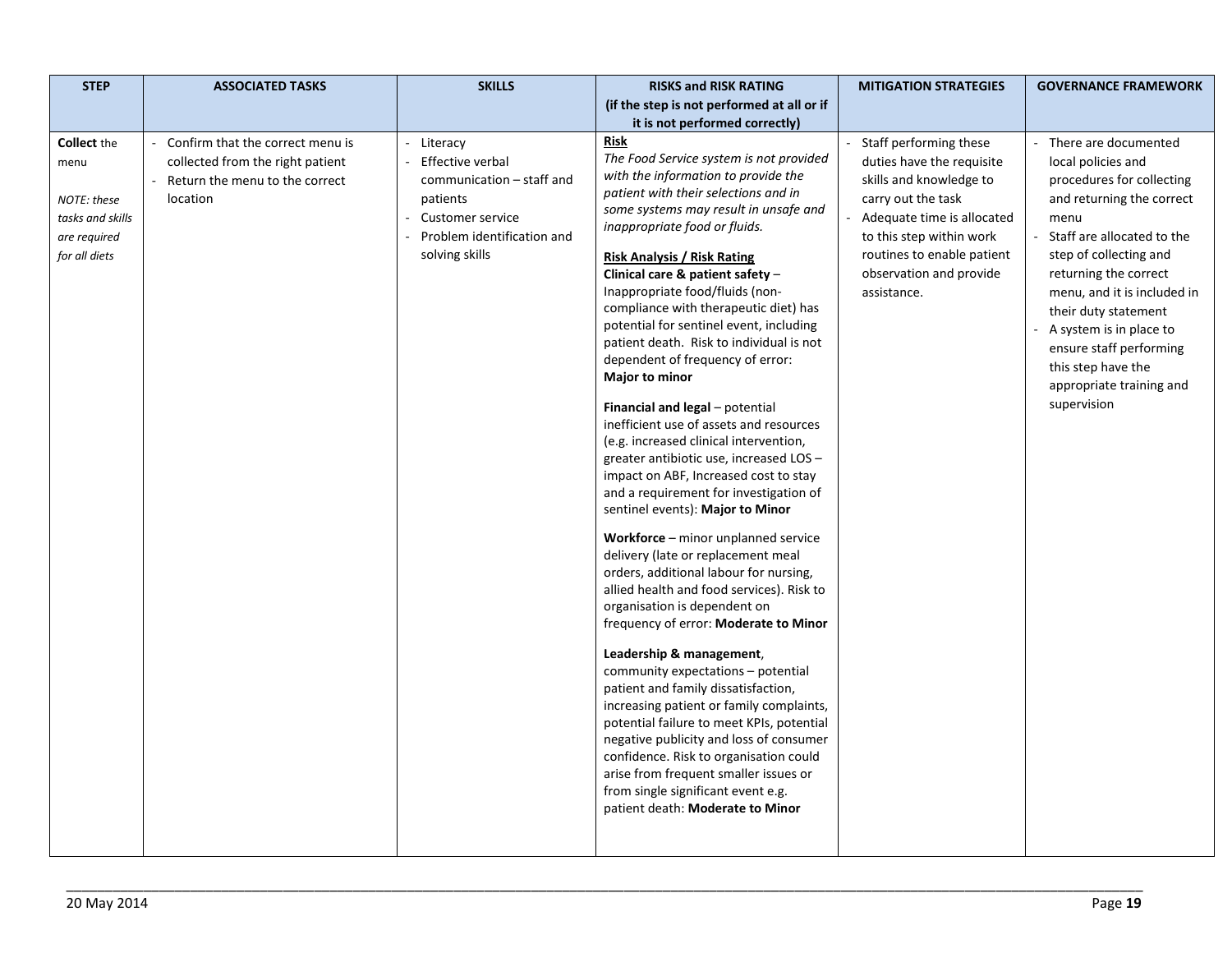| STEP | ASSOCIATED TASKS | SKILLS | RISKS and RISK RATING (if the step is not performed at all or if it is not performed correctly) | MITIGATION STRATEGIES | GOVERNANCE FRAMEWORK |
|---|---|---|---|---|---|
| **Collect** the menu<br><br>*NOTE: these tasks and skills are required for all diets* | - Confirm that the correct menu is collected from the right patient<br>- Return the menu to the correct location | - Literacy<br>- Effective verbal communication – staff and patients<br>- Customer service<br>- Problem identification and solving skills | **Risk**<br>*The Food Service system is not provided with the information to provide the patient with their selections and in some systems may result in unsafe and inappropriate food or fluids.*<br><br>**Risk Analysis / Risk Rating**<br>**Clinical care & patient safety** – Inappropriate food/fluids (non-compliance with therapeutic diet) has potential for sentinel event, including patient death. Risk to individual is not dependent of frequency of error: **Major to minor**<br><br>**Financial and legal** – potential inefficient use of assets and resources (e.g. increased clinical intervention, greater antibiotic use, increased LOS – impact on ABF, Increased cost to stay and a requirement for investigation of sentinel events): **Major to Minor**<br><br>**Workforce** – minor unplanned service delivery (late or replacement meal orders, additional labour for nursing, allied health and food services). Risk to organisation is dependent on frequency of error: **Moderate to Minor**<br><br>**Leadership & management**, community expectations – potential patient and family dissatisfaction, increasing patient or family complaints, potential failure to meet KPIs, potential negative publicity and loss of consumer confidence. Risk to organisation could arise from frequent smaller issues or from single significant event e.g. patient death: **Moderate to Minor** | - Staff performing these duties have the requisite skills and knowledge to carry out the task<br>- Adequate time is allocated to this step within work routines to enable patient observation and provide assistance. | - There are documented local policies and procedures for collecting and returning the correct menu<br>- Staff are allocated to the step of collecting and returning the correct menu, and it is included in their duty statement<br>- A system is in place to ensure staff performing this step have the appropriate training and supervision |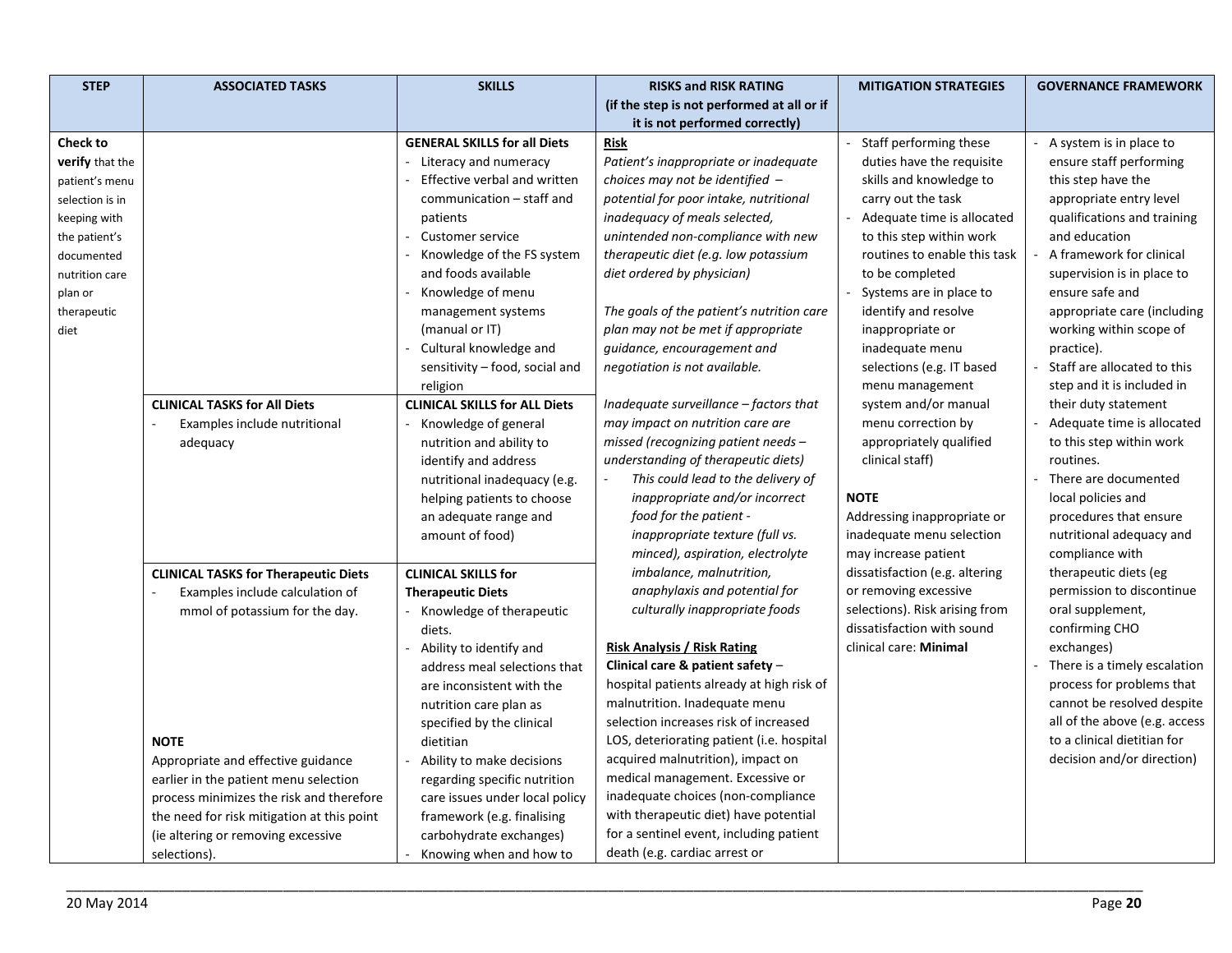| STEP | ASSOCIATED TASKS | SKILLS | RISKS and RISK RATING (if the step is not performed at all or if it is not performed correctly) | MITIGATION STRATEGIES | GOVERNANCE FRAMEWORK |
|---|---|---|---|---|---|
| **Check to verify** that the patient's menu selection is in keeping with the patient's documented nutrition care plan or therapeutic diet | | **GENERAL SKILLS for all Diets**<br>- Literacy and numeracy<br>- Effective verbal and written communication – staff and patients<br>- Customer service<br>- Knowledge of the FS system and foods available<br>- Knowledge of menu management systems (manual or IT)<br>- Cultural knowledge and sensitivity – food, social and religion | **Risk**<br>*Patient's inappropriate or inadequate choices may not be identified – potential for poor intake, nutritional inadequacy of meals selected, unintended non-compliance with new therapeutic diet (e.g. low potassium diet ordered by physician)*<br><br>*The goals of the patient's nutrition care plan may not be met if appropriate guidance, encouragement and negotiation is not available.*<br><br>*Inadequate surveillance – factors that may impact on nutrition care are missed (recognizing patient needs – understanding of therapeutic diets)*<br>- *This could lead to the delivery of inappropriate and/or incorrect food for the patient - inappropriate texture (full vs. minced), aspiration, electrolyte imbalance, malnutrition, anaphylaxis and potential for culturally inappropriate foods*<br><br>**Risk Analysis / Risk Rating**<br>**Clinical care & patient safety** – hospital patients already at high risk of malnutrition. Inadequate menu selection increases risk of increased LOS, deteriorating patient (i.e. hospital acquired malnutrition), impact on medical management. Excessive or inadequate choices (non-compliance with therapeutic diet) have potential for a sentinel event, including patient death (e.g. cardiac arrest or | - Staff performing these duties have the requisite skills and knowledge to carry out the task<br>- Adequate time is allocated to this step within work routines to enable this task to be completed<br>- Systems are in place to identify and resolve inappropriate or inadequate menu selections (e.g. IT based menu management system and/or manual menu correction by appropriately qualified clinical staff)<br><br>**NOTE**<br>Addressing inappropriate or inadequate menu selection may increase patient dissatisfaction (e.g. altering or removing excessive selections). Risk arising from dissatisfaction with sound clinical care: **Minimal** | - A system is in place to ensure staff performing this step have the appropriate entry level qualifications and training and education<br>- A framework for clinical supervision is in place to ensure safe and appropriate care (including working within scope of practice).<br>- Staff are allocated to this step and it is included in their duty statement<br>- Adequate time is allocated to this step within work routines.<br>- There are documented local policies and procedures that ensure nutritional adequacy and compliance with therapeutic diets (eg permission to discontinue oral supplement, confirming CHO exchanges)<br>- There is a timely escalation process for problems that cannot be resolved despite all of the above (e.g. access to a clinical dietitian for decision and/or direction) |
| | **CLINICAL TASKS for All Diets**<br>- Examples include nutritional adequacy | **CLINICAL SKILLS for ALL Diets**<br>- Knowledge of general nutrition and ability to identify and address nutritional inadequacy (e.g. helping patients to choose an adequate range and amount of food) | | | |
| | **CLINICAL TASKS for Therapeutic Diets**<br>- Examples include calculation of mmol of potassium for the day.<br><br>**NOTE**<br>Appropriate and effective guidance earlier in the patient menu selection process minimizes the risk and therefore the need for risk mitigation at this point (ie altering or removing excessive selections). | **CLINICAL SKILLS for Therapeutic Diets**<br>- Knowledge of therapeutic diets.<br>- Ability to identify and address meal selections that are inconsistent with the nutrition care plan as specified by the clinical dietitian<br>- Ability to make decisions regarding specific nutrition care issues under local policy framework (e.g. finalising carbohydrate exchanges)<br>- Knowing when and how to | | | |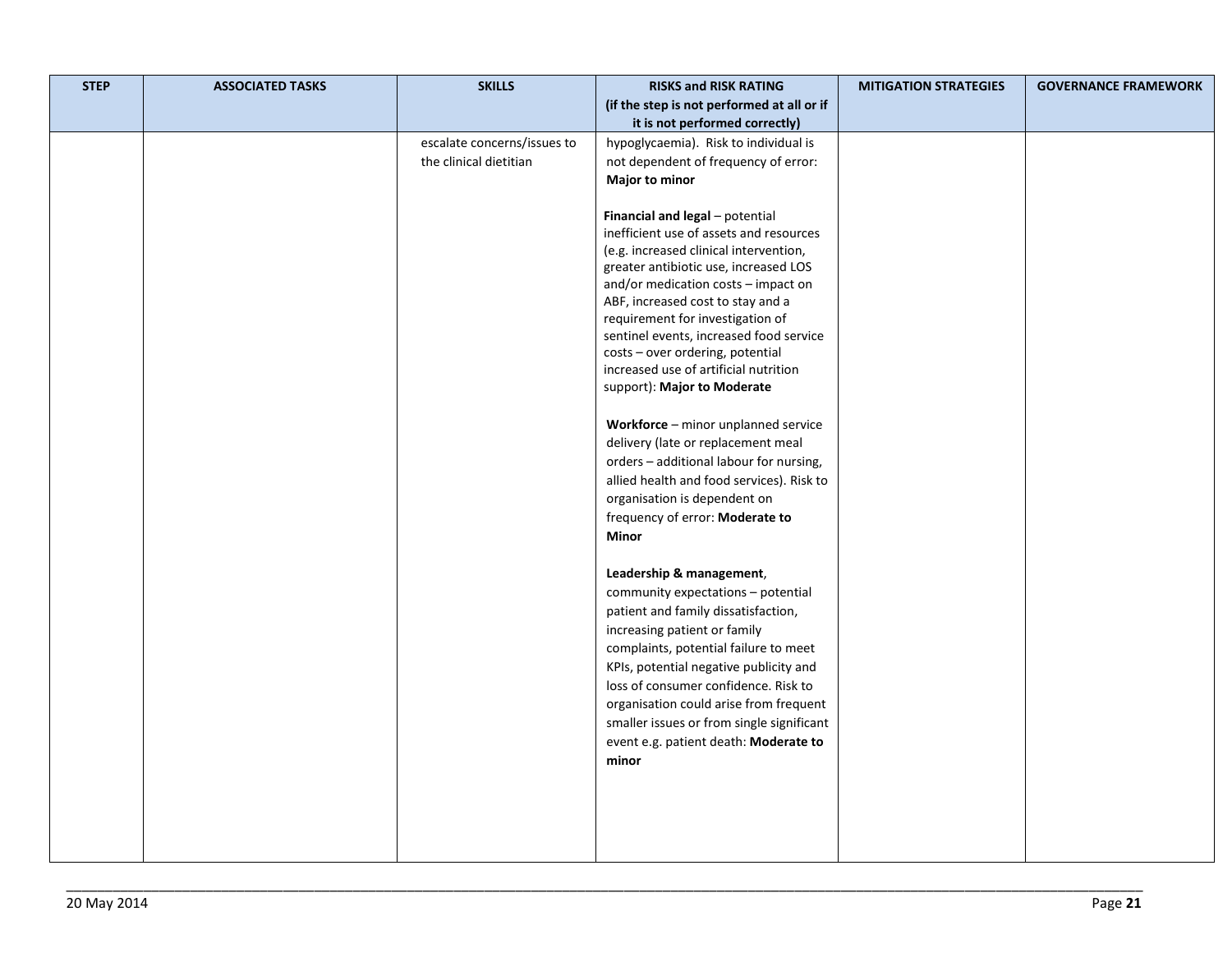| STEP | ASSOCIATED TASKS | SKILLS | RISKS and RISK RATING (if the step is not performed at all or if it is not performed correctly) | MITIGATION STRATEGIES | GOVERNANCE FRAMEWORK |
|---|---|---|---|---|---|
| | | escalate concerns/issues to the clinical dietitian | hypoglycaemia). Risk to individual is not dependent of frequency of error: **Major to minor**<br><br>**Financial and legal** – potential inefficient use of assets and resources (e.g. increased clinical intervention, greater antibiotic use, increased LOS and/or medication costs – impact on ABF, increased cost to stay and a requirement for investigation of sentinel events, increased food service costs – over ordering, potential increased use of artificial nutrition support): **Major to Moderate**<br><br>**Workforce** – minor unplanned service delivery (late or replacement meal orders – additional labour for nursing, allied health and food services). Risk to organisation is dependent on frequency of error: **Moderate to Minor**<br><br>**Leadership & management**, community expectations – potential patient and family dissatisfaction, increasing patient or family complaints, potential failure to meet KPIs, potential negative publicity and loss of consumer confidence. Risk to organisation could arise from frequent smaller issues or from single significant event e.g. patient death: **Moderate to minor** | | |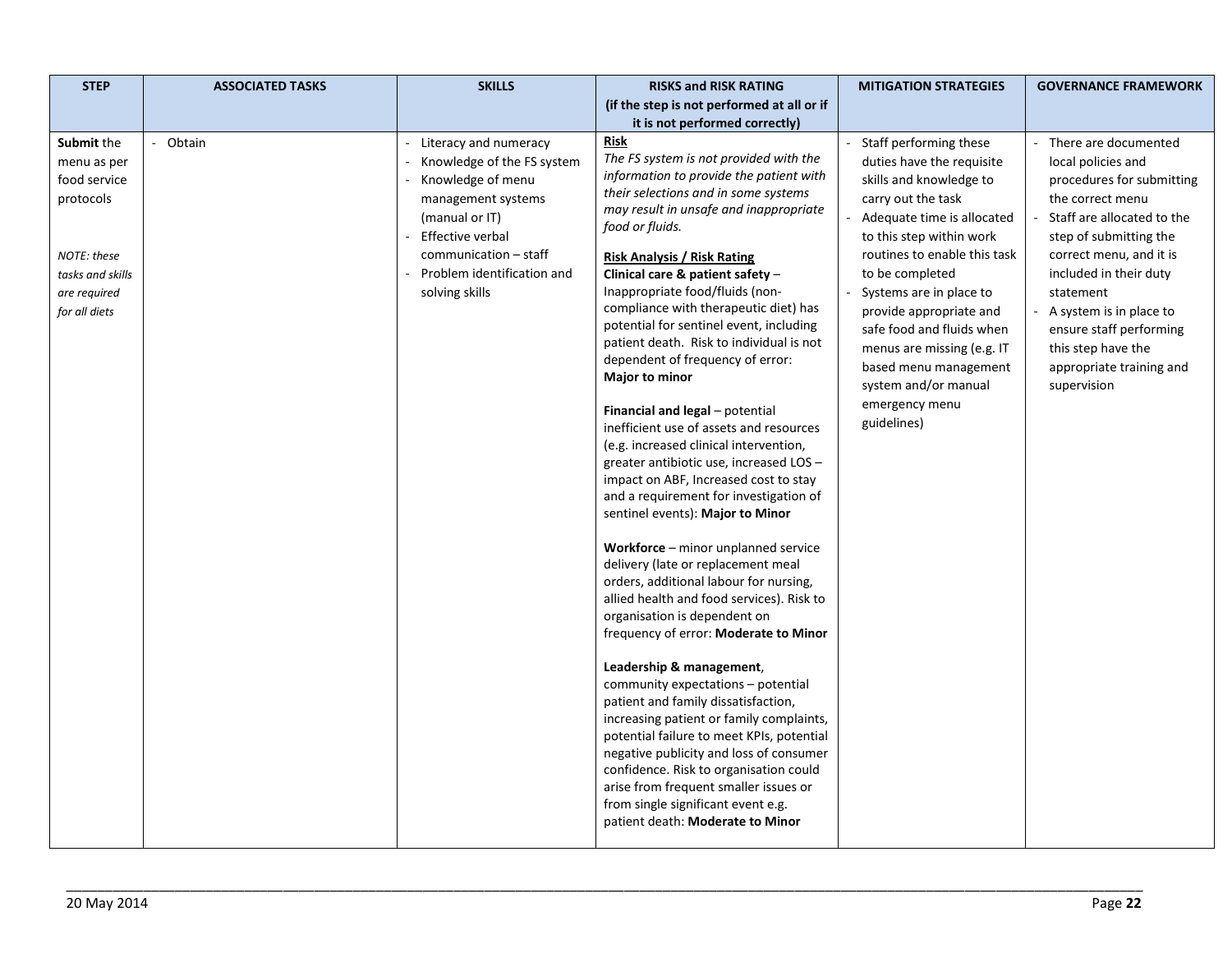| STEP | ASSOCIATED TASKS | SKILLS | RISKS and RISK RATING (if the step is not performed at all or if it is not performed correctly) | MITIGATION STRATEGIES | GOVERNANCE FRAMEWORK |
|---|---|---|---|---|---|
| **Submit** the menu as per food service protocols<br><br>*NOTE: these tasks and skills are required for all diets* | - Obtain | - Literacy and numeracy<br>- Knowledge of the FS system<br>- Knowledge of menu management systems (manual or IT)<br>- Effective verbal communication – staff<br>- Problem identification and solving skills | **Risk**<br>*The FS system is not provided with the information to provide the patient with their selections and in some systems may result in unsafe and inappropriate food or fluids.*<br><br>**Risk Analysis / Risk Rating**<br>**Clinical care & patient safety** – Inappropriate food/fluids (non-compliance with therapeutic diet) has potential for sentinel event, including patient death. Risk to individual is not dependent of frequency of error: **Major to minor**<br><br>**Financial and legal** – potential inefficient use of assets and resources (e.g. increased clinical intervention, greater antibiotic use, increased LOS – impact on ABF, Increased cost to stay and a requirement for investigation of sentinel events): **Major to Minor**<br><br>**Workforce** – minor unplanned service delivery (late or replacement meal orders, additional labour for nursing, allied health and food services). Risk to organisation is dependent on frequency of error: **Moderate to Minor**<br><br>**Leadership & management**, community expectations – potential patient and family dissatisfaction, increasing patient or family complaints, potential failure to meet KPIs, potential negative publicity and loss of consumer confidence. Risk to organisation could arise from frequent smaller issues or from single significant event e.g. patient death: **Moderate to Minor** | - Staff performing these duties have the requisite skills and knowledge to carry out the task<br>- Adequate time is allocated to this step within work routines to enable this task to be completed<br>- Systems are in place to provide appropriate and safe food and fluids when menus are missing (e.g. IT based menu management system and/or manual emergency menu guidelines) | - There are documented local policies and procedures for submitting the correct menu<br>- Staff are allocated to the step of submitting the correct menu, and it is included in their duty statement<br>- A system is in place to ensure staff performing this step have the appropriate training and supervision |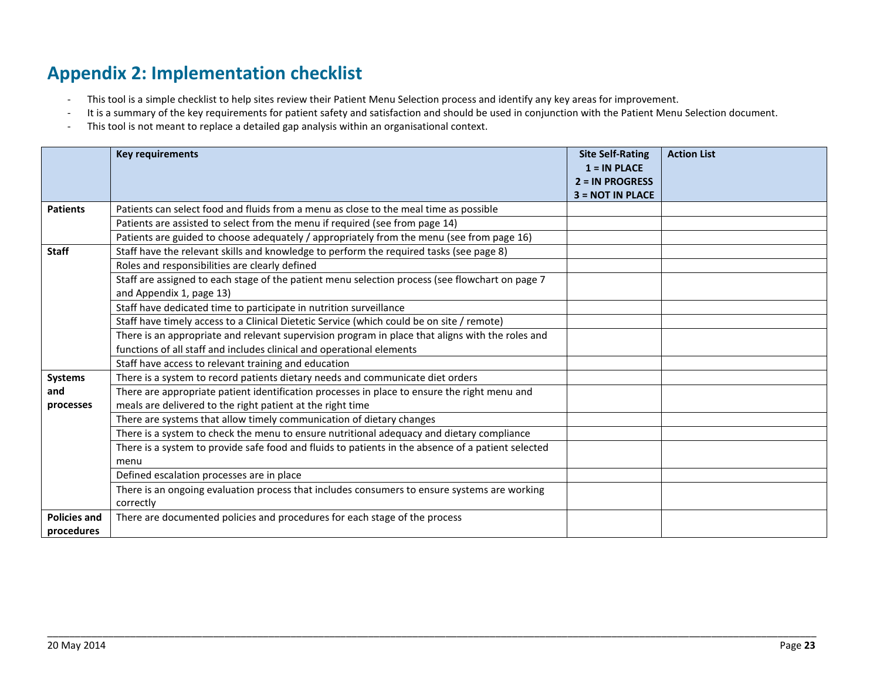## Appendix 2: Implementation checklist

- This tool is a simple checklist to help sites review their Patient Menu Selection process and identify any key areas for improvement.
- It is a summary of the key requirements for patient safety and satisfaction and should be used in conjunction with the Patient Menu Selection document.
- This tool is not meant to replace a detailed gap analysis within an organisational context.

| | Key requirements | Site Self-Rating<br>1 = IN PLACE<br>2 = IN PROGRESS<br>3 = NOT IN PLACE | Action List |
|---|---|---|---|
| **Patients** | Patients can select food and fluids from a menu as close to the meal time as possible | | |
| | Patients are assisted to select from the menu if required (see from page 14) | | |
| | Patients are guided to choose adequately / appropriately from the menu (see from page 16) | | |
| **Staff** | Staff have the relevant skills and knowledge to perform the required tasks (see page 8) | | |
| | Roles and responsibilities are clearly defined | | |
| | Staff are assigned to each stage of the patient menu selection process (see flowchart on page 7 and Appendix 1, page 13) | | |
| | Staff have dedicated time to participate in nutrition surveillance | | |
| | Staff have timely access to a Clinical Dietetic Service (which could be on site / remote) | | |
| | There is an appropriate and relevant supervision program in place that aligns with the roles and functions of all staff and includes clinical and operational elements | | |
| | Staff have access to relevant training and education | | |
| **Systems and processes** | There is a system to record patients dietary needs and communicate diet orders | | |
| | There are appropriate patient identification processes in place to ensure the right menu and meals are delivered to the right patient at the right time | | |
| | There are systems that allow timely communication of dietary changes | | |
| | There is a system to check the menu to ensure nutritional adequacy and dietary compliance | | |
| | There is a system to provide safe food and fluids to patients in the absence of a patient selected menu | | |
| | Defined escalation processes are in place | | |
| | There is an ongoing evaluation process that includes consumers to ensure systems are working correctly | | |
| **Policies and procedures** | There are documented policies and procedures for each stage of the process | | |

20 May 2014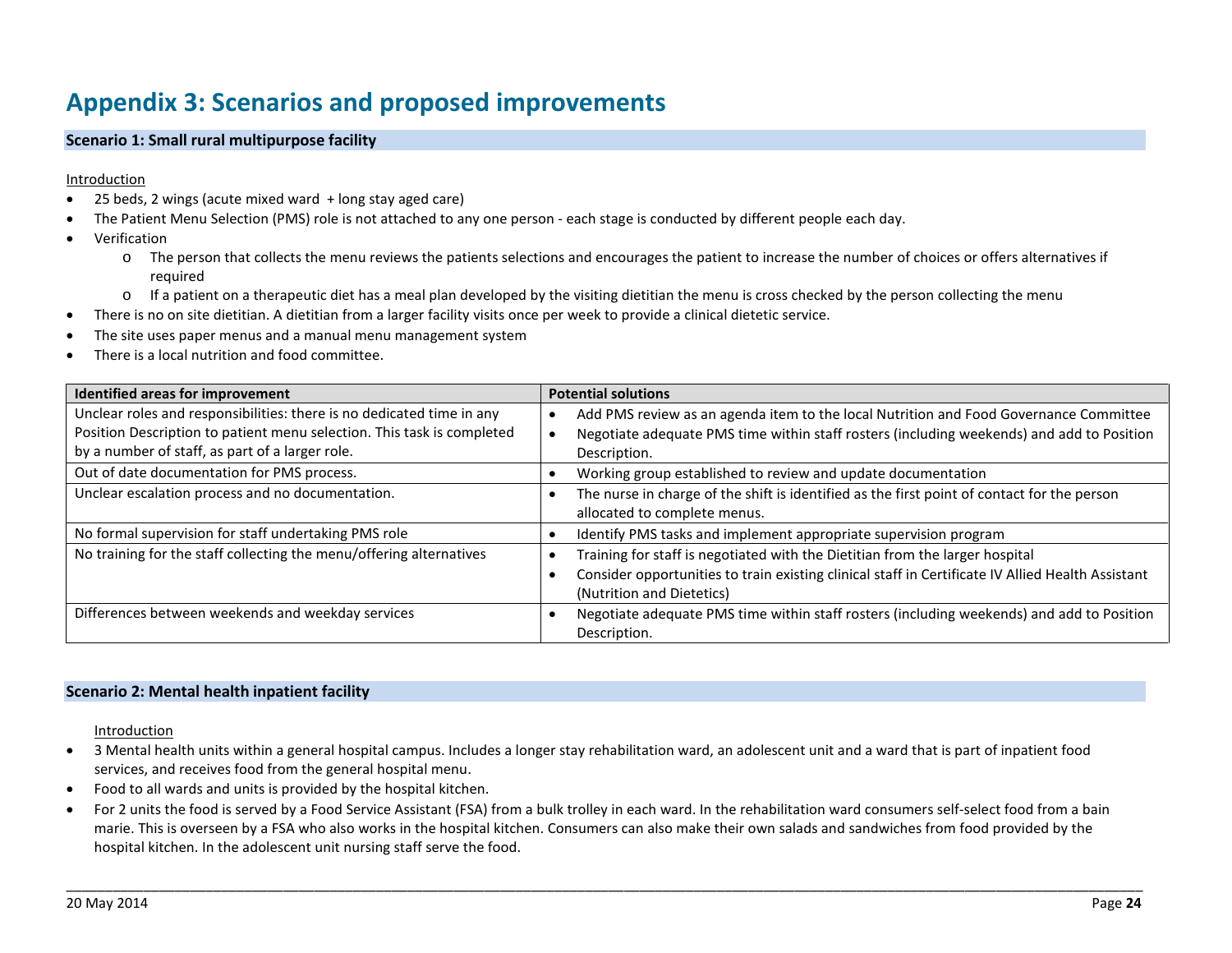# Appendix 3: Scenarios and proposed improvements

### Scenario 1: Small rural multipurpose facility

Introduction

- 25 beds, 2 wings (acute mixed ward + long stay aged care)
- The Patient Menu Selection (PMS) role is not attached to any one person - each stage is conducted by different people each day.
- Verification
  - o The person that collects the menu reviews the patients selections and encourages the patient to increase the number of choices or offers alternatives if required
  - o If a patient on a therapeutic diet has a meal plan developed by the visiting dietitian the menu is cross checked by the person collecting the menu
- There is no on site dietitian. A dietitian from a larger facility visits once per week to provide a clinical dietetic service.
- The site uses paper menus and a manual menu management system
- There is a local nutrition and food committee.

| Identified areas for improvement | Potential solutions |
|---|---|
| Unclear roles and responsibilities: there is no dedicated time in any Position Description to patient menu selection. This task is completed by a number of staff, as part of a larger role. | • Add PMS review as an agenda item to the local Nutrition and Food Governance Committee<br>• Negotiate adequate PMS time within staff rosters (including weekends) and add to Position Description. |
| Out of date documentation for PMS process. | • Working group established to review and update documentation |
| Unclear escalation process and no documentation. | • The nurse in charge of the shift is identified as the first point of contact for the person allocated to complete menus. |
| No formal supervision for staff undertaking PMS role | • Identify PMS tasks and implement appropriate supervision program |
| No training for the staff collecting the menu/offering alternatives | • Training for staff is negotiated with the Dietitian from the larger hospital<br>• Consider opportunities to train existing clinical staff in Certificate IV Allied Health Assistant (Nutrition and Dietetics) |
| Differences between weekends and weekday services | • Negotiate adequate PMS time within staff rosters (including weekends) and add to Position Description. |

### Scenario 2: Mental health inpatient facility

Introduction

- 3 Mental health units within a general hospital campus. Includes a longer stay rehabilitation ward, an adolescent unit and a ward that is part of inpatient food services, and receives food from the general hospital menu.
- Food to all wards and units is provided by the hospital kitchen.
- For 2 units the food is served by a Food Service Assistant (FSA) from a bulk trolley in each ward. In the rehabilitation ward consumers self-select food from a bain marie. This is overseen by a FSA who also works in the hospital kitchen. Consumers can also make their own salads and sandwiches from food provided by the hospital kitchen. In the adolescent unit nursing staff serve the food.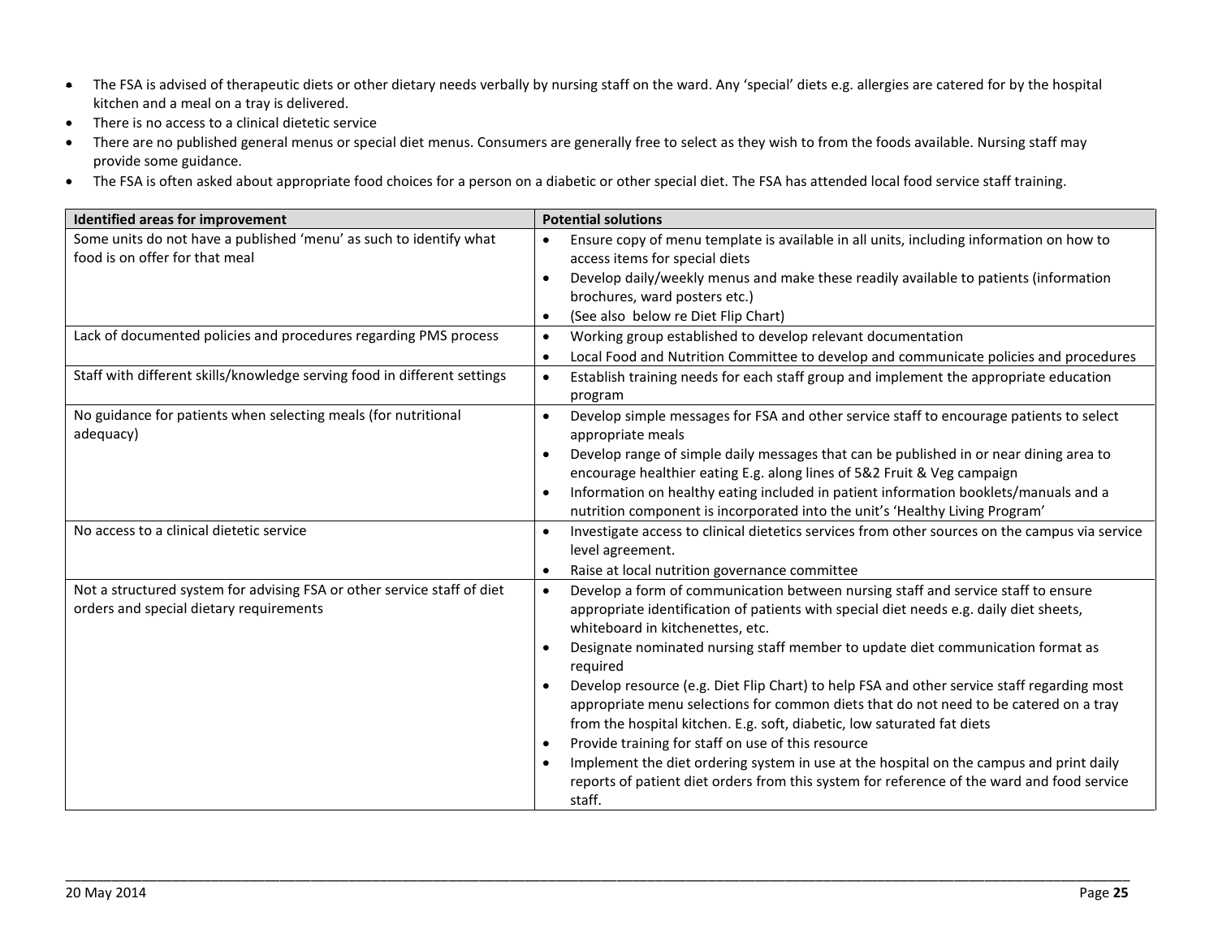- The FSA is advised of therapeutic diets or other dietary needs verbally by nursing staff on the ward. Any 'special' diets e.g. allergies are catered for by the hospital kitchen and a meal on a tray is delivered.
- There is no access to a clinical dietetic service
- There are no published general menus or special diet menus. Consumers are generally free to select as they wish to from the foods available. Nursing staff may provide some guidance.
- The FSA is often asked about appropriate food choices for a person on a diabetic or other special diet. The FSA has attended local food service staff training.

| Identified areas for improvement | Potential solutions |
|---|---|
| Some units do not have a published 'menu' as such to identify what food is on offer for that meal | • Ensure copy of menu template is available in all units, including information on how to access items for special diets<br>• Develop daily/weekly menus and make these readily available to patients (information brochures, ward posters etc.)<br>• (See also below re Diet Flip Chart) |
| Lack of documented policies and procedures regarding PMS process | • Working group established to develop relevant documentation<br>• Local Food and Nutrition Committee to develop and communicate policies and procedures |
| Staff with different skills/knowledge serving food in different settings | • Establish training needs for each staff group and implement the appropriate education program |
| No guidance for patients when selecting meals (for nutritional adequacy) | • Develop simple messages for FSA and other service staff to encourage patients to select appropriate meals<br>• Develop range of simple daily messages that can be published in or near dining area to encourage healthier eating E.g. along lines of 5&2 Fruit & Veg campaign<br>• Information on healthy eating included in patient information booklets/manuals and a nutrition component is incorporated into the unit's 'Healthy Living Program' |
| No access to a clinical dietetic service | • Investigate access to clinical dietetics services from other sources on the campus via service level agreement.<br>• Raise at local nutrition governance committee |
| Not a structured system for advising FSA or other service staff of diet orders and special dietary requirements | • Develop a form of communication between nursing staff and service staff to ensure appropriate identification of patients with special diet needs e.g. daily diet sheets, whiteboard in kitchenettes, etc.<br>• Designate nominated nursing staff member to update diet communication format as required<br>• Develop resource (e.g. Diet Flip Chart) to help FSA and other service staff regarding most appropriate menu selections for common diets that do not need to be catered on a tray from the hospital kitchen. E.g. soft, diabetic, low saturated fat diets<br>• Provide training for staff on use of this resource<br>• Implement the diet ordering system in use at the hospital on the campus and print daily reports of patient diet orders from this system for reference of the ward and food service staff. |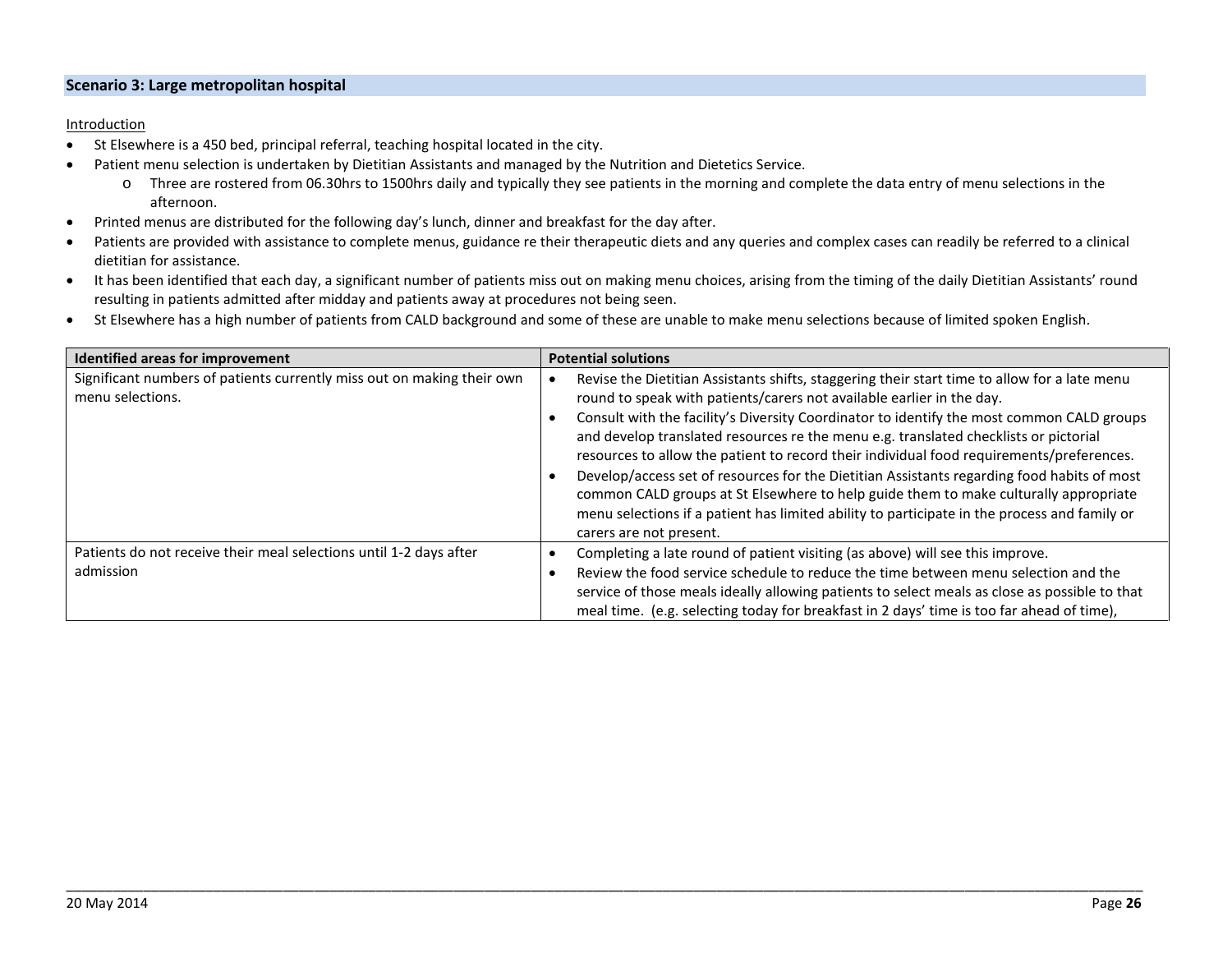### Scenario 3: Large metropolitan hospital

Introduction

- St Elsewhere is a 450 bed, principal referral, teaching hospital located in the city.
- Patient menu selection is undertaken by Dietitian Assistants and managed by the Nutrition and Dietetics Service.
  - Three are rostered from 06.30hrs to 1500hrs daily and typically they see patients in the morning and complete the data entry of menu selections in the afternoon.
- Printed menus are distributed for the following day's lunch, dinner and breakfast for the day after.
- Patients are provided with assistance to complete menus, guidance re their therapeutic diets and any queries and complex cases can readily be referred to a clinical dietitian for assistance.
- It has been identified that each day, a significant number of patients miss out on making menu choices, arising from the timing of the daily Dietitian Assistants' round resulting in patients admitted after midday and patients away at procedures not being seen.
- St Elsewhere has a high number of patients from CALD background and some of these are unable to make menu selections because of limited spoken English.

| Identified areas for improvement | Potential solutions |
|---|---|
| Significant numbers of patients currently miss out on making their own menu selections. | • Revise the Dietitian Assistants shifts, staggering their start time to allow for a late menu round to speak with patients/carers not available earlier in the day.<br>• Consult with the facility's Diversity Coordinator to identify the most common CALD groups and develop translated resources re the menu e.g. translated checklists or pictorial resources to allow the patient to record their individual food requirements/preferences.<br>• Develop/access set of resources for the Dietitian Assistants regarding food habits of most common CALD groups at St Elsewhere to help guide them to make culturally appropriate menu selections if a patient has limited ability to participate in the process and family or carers are not present. |
| Patients do not receive their meal selections until 1-2 days after admission | • Completing a late round of patient visiting (as above) will see this improve.<br>• Review the food service schedule to reduce the time between menu selection and the service of those meals ideally allowing patients to select meals as close as possible to that meal time. (e.g. selecting today for breakfast in 2 days' time is too far ahead of time), |